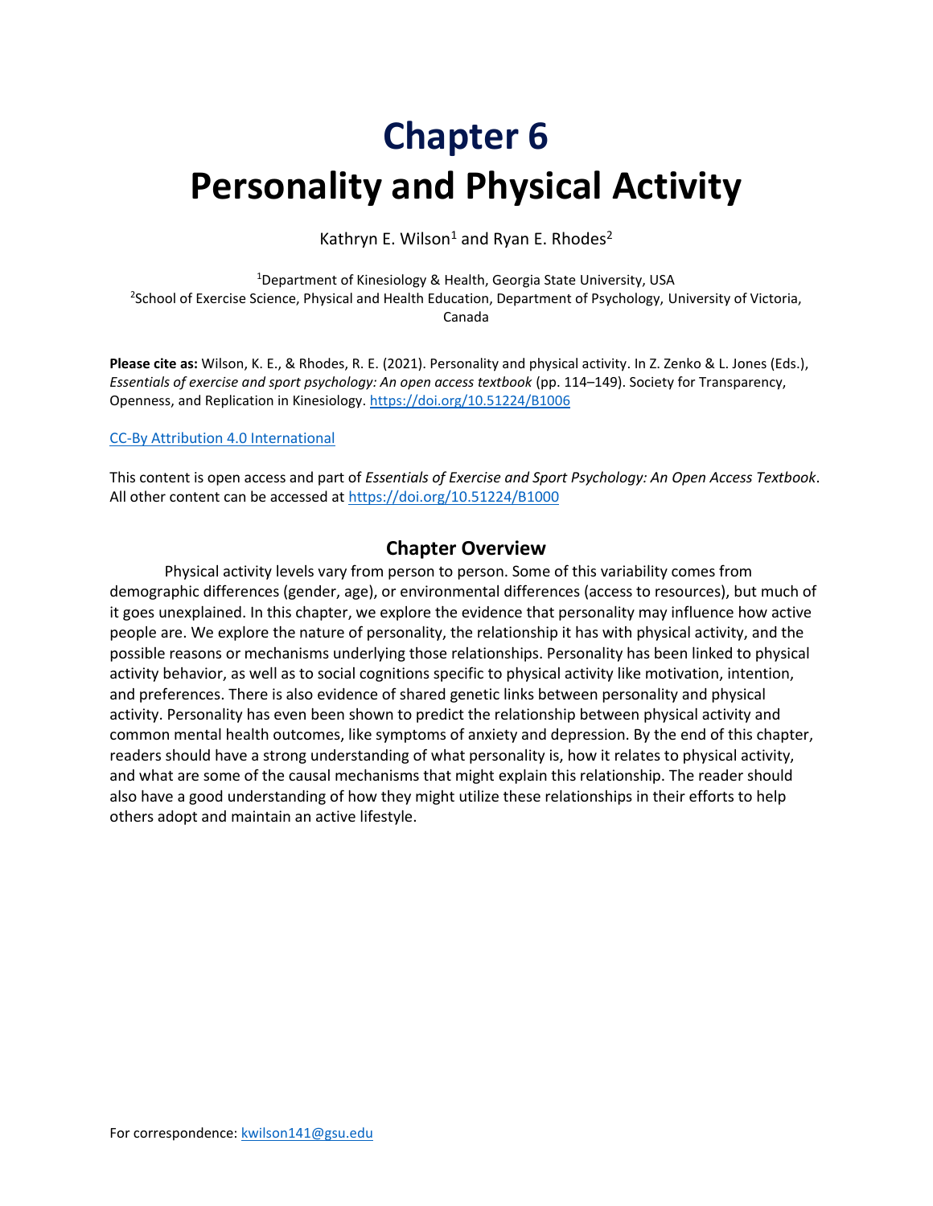# Chapter 6
# Personality and Physical Activity

Kathryn E. Wilson[1] and Ryan E. Rhodes[2]

[1]Department of Kinesiology & Health, Georgia State University, USA
[2]School of Exercise Science, Physical and Health Education, Department of Psychology, University of Victoria, Canada

**Please cite as:** Wilson, K. E., & Rhodes, R. E. (2021). Personality and physical activity. In Z. Zenko & L. Jones (Eds.), *Essentials of exercise and sport psychology: An open access textbook* (pp. 114–149). Society for Transparency, Openness, and Replication in Kinesiology. https://doi.org/10.51224/B1006

CC-By Attribution 4.0 International

This content is open access and part of *Essentials of Exercise and Sport Psychology: An Open Access Textbook*. All other content can be accessed at https://doi.org/10.51224/B1000

## Chapter Overview

Physical activity levels vary from person to person. Some of this variability comes from demographic differences (gender, age), or environmental differences (access to resources), but much of it goes unexplained. In this chapter, we explore the evidence that personality may influence how active people are. We explore the nature of personality, the relationship it has with physical activity, and the possible reasons or mechanisms underlying those relationships. Personality has been linked to physical activity behavior, as well as to social cognitions specific to physical activity like motivation, intention, and preferences. There is also evidence of shared genetic links between personality and physical activity. Personality has even been shown to predict the relationship between physical activity and common mental health outcomes, like symptoms of anxiety and depression. By the end of this chapter, readers should have a strong understanding of what personality is, how it relates to physical activity, and what are some of the causal mechanisms that might explain this relationship. The reader should also have a good understanding of how they might utilize these relationships in their efforts to help others adopt and maintain an active lifestyle.

For correspondence: kwilson141@gsu.edu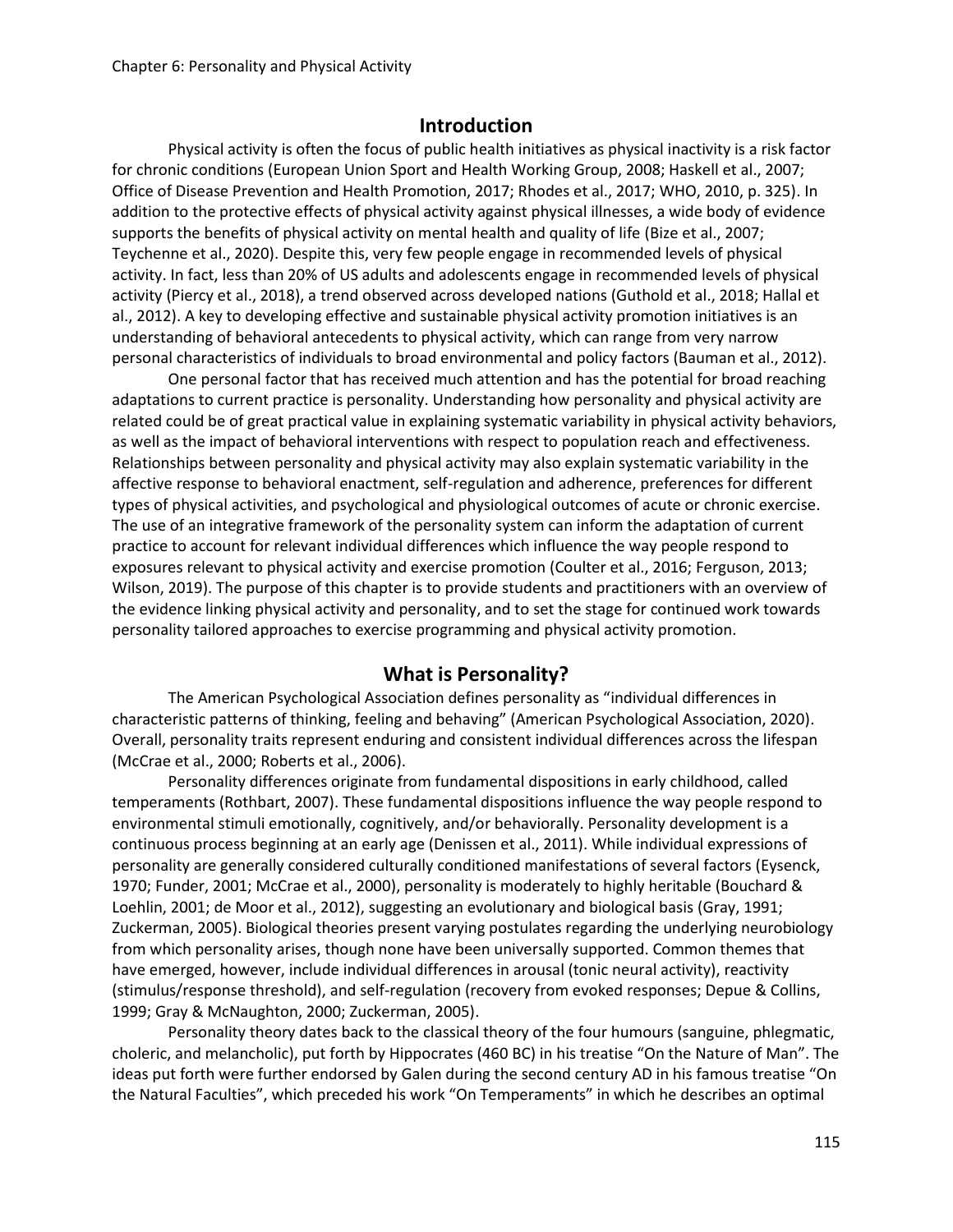## Introduction

Physical activity is often the focus of public health initiatives as physical inactivity is a risk factor for chronic conditions (European Union Sport and Health Working Group, 2008; Haskell et al., 2007; Office of Disease Prevention and Health Promotion, 2017; Rhodes et al., 2017; WHO, 2010, p. 325). In addition to the protective effects of physical activity against physical illnesses, a wide body of evidence supports the benefits of physical activity on mental health and quality of life (Bize et al., 2007; Teychenne et al., 2020). Despite this, very few people engage in recommended levels of physical activity. In fact, less than 20% of US adults and adolescents engage in recommended levels of physical activity (Piercy et al., 2018), a trend observed across developed nations (Guthold et al., 2018; Hallal et al., 2012). A key to developing effective and sustainable physical activity promotion initiatives is an understanding of behavioral antecedents to physical activity, which can range from very narrow personal characteristics of individuals to broad environmental and policy factors (Bauman et al., 2012).

One personal factor that has received much attention and has the potential for broad reaching adaptations to current practice is personality. Understanding how personality and physical activity are related could be of great practical value in explaining systematic variability in physical activity behaviors, as well as the impact of behavioral interventions with respect to population reach and effectiveness. Relationships between personality and physical activity may also explain systematic variability in the affective response to behavioral enactment, self-regulation and adherence, preferences for different types of physical activities, and psychological and physiological outcomes of acute or chronic exercise. The use of an integrative framework of the personality system can inform the adaptation of current practice to account for relevant individual differences which influence the way people respond to exposures relevant to physical activity and exercise promotion (Coulter et al., 2016; Ferguson, 2013; Wilson, 2019). The purpose of this chapter is to provide students and practitioners with an overview of the evidence linking physical activity and personality, and to set the stage for continued work towards personality tailored approaches to exercise programming and physical activity promotion.

## What is Personality?

The American Psychological Association defines personality as "individual differences in characteristic patterns of thinking, feeling and behaving" (American Psychological Association, 2020). Overall, personality traits represent enduring and consistent individual differences across the lifespan (McCrae et al., 2000; Roberts et al., 2006).

Personality differences originate from fundamental dispositions in early childhood, called temperaments (Rothbart, 2007). These fundamental dispositions influence the way people respond to environmental stimuli emotionally, cognitively, and/or behaviorally. Personality development is a continuous process beginning at an early age (Denissen et al., 2011). While individual expressions of personality are generally considered culturally conditioned manifestations of several factors (Eysenck, 1970; Funder, 2001; McCrae et al., 2000), personality is moderately to highly heritable (Bouchard & Loehlin, 2001; de Moor et al., 2012), suggesting an evolutionary and biological basis (Gray, 1991; Zuckerman, 2005). Biological theories present varying postulates regarding the underlying neurobiology from which personality arises, though none have been universally supported. Common themes that have emerged, however, include individual differences in arousal (tonic neural activity), reactivity (stimulus/response threshold), and self-regulation (recovery from evoked responses; Depue & Collins, 1999; Gray & McNaughton, 2000; Zuckerman, 2005).

Personality theory dates back to the classical theory of the four humours (sanguine, phlegmatic, choleric, and melancholic), put forth by Hippocrates (460 BC) in his treatise "On the Nature of Man". The ideas put forth were further endorsed by Galen during the second century AD in his famous treatise "On the Natural Faculties", which preceded his work "On Temperaments" in which he describes an optimal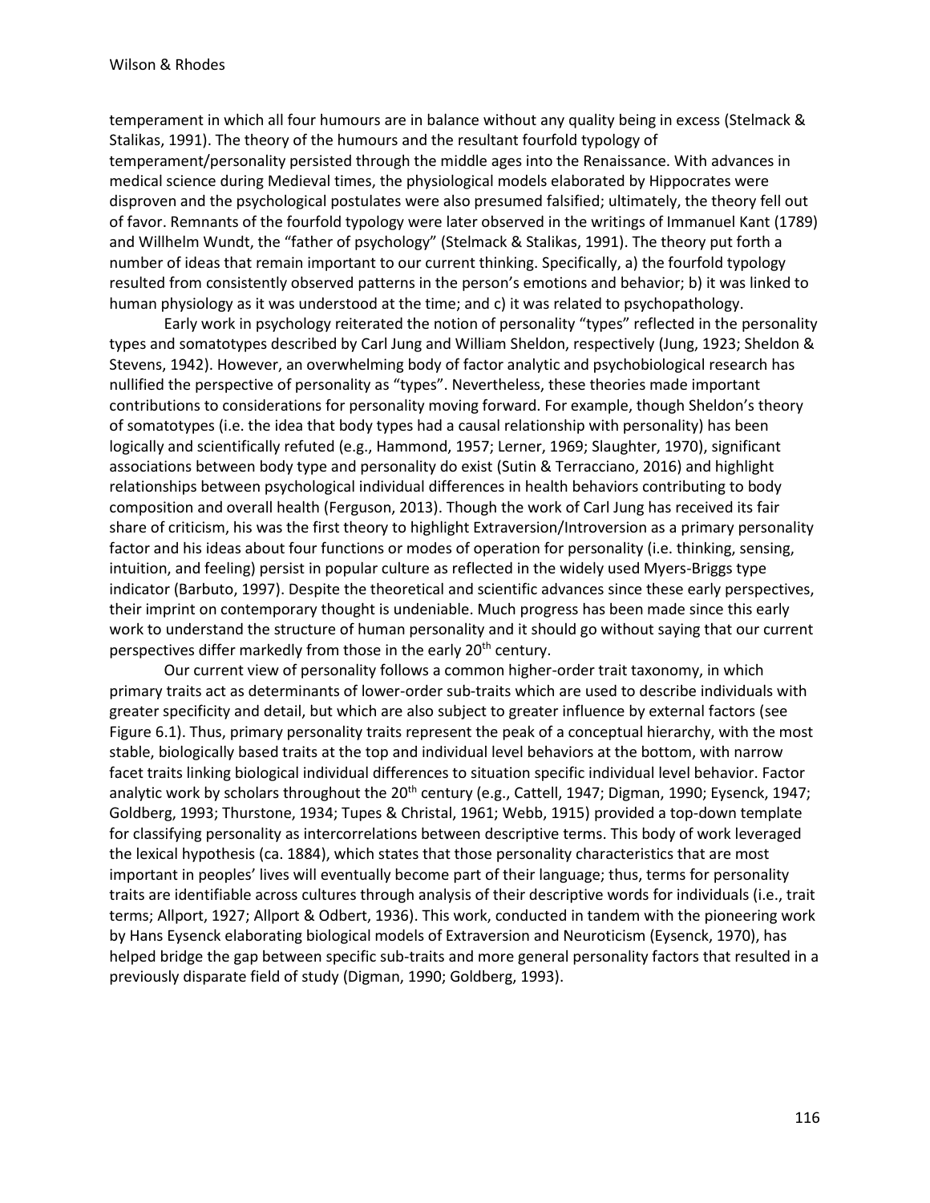temperament in which all four humours are in balance without any quality being in excess (Stelmack & Stalikas, 1991). The theory of the humours and the resultant fourfold typology of temperament/personality persisted through the middle ages into the Renaissance. With advances in medical science during Medieval times, the physiological models elaborated by Hippocrates were disproven and the psychological postulates were also presumed falsified; ultimately, the theory fell out of favor. Remnants of the fourfold typology were later observed in the writings of Immanuel Kant (1789) and Willhelm Wundt, the "father of psychology" (Stelmack & Stalikas, 1991). The theory put forth a number of ideas that remain important to our current thinking. Specifically, a) the fourfold typology resulted from consistently observed patterns in the person's emotions and behavior; b) it was linked to human physiology as it was understood at the time; and c) it was related to psychopathology.

Early work in psychology reiterated the notion of personality "types" reflected in the personality types and somatotypes described by Carl Jung and William Sheldon, respectively (Jung, 1923; Sheldon & Stevens, 1942). However, an overwhelming body of factor analytic and psychobiological research has nullified the perspective of personality as "types". Nevertheless, these theories made important contributions to considerations for personality moving forward. For example, though Sheldon's theory of somatotypes (i.e. the idea that body types had a causal relationship with personality) has been logically and scientifically refuted (e.g., Hammond, 1957; Lerner, 1969; Slaughter, 1970), significant associations between body type and personality do exist (Sutin & Terracciano, 2016) and highlight relationships between psychological individual differences in health behaviors contributing to body composition and overall health (Ferguson, 2013). Though the work of Carl Jung has received its fair share of criticism, his was the first theory to highlight Extraversion/Introversion as a primary personality factor and his ideas about four functions or modes of operation for personality (i.e. thinking, sensing, intuition, and feeling) persist in popular culture as reflected in the widely used Myers-Briggs type indicator (Barbuto, 1997). Despite the theoretical and scientific advances since these early perspectives, their imprint on contemporary thought is undeniable. Much progress has been made since this early work to understand the structure of human personality and it should go without saying that our current perspectives differ markedly from those in the early 20th century.

Our current view of personality follows a common higher-order trait taxonomy, in which primary traits act as determinants of lower-order sub-traits which are used to describe individuals with greater specificity and detail, but which are also subject to greater influence by external factors (see Figure 6.1). Thus, primary personality traits represent the peak of a conceptual hierarchy, with the most stable, biologically based traits at the top and individual level behaviors at the bottom, with narrow facet traits linking biological individual differences to situation specific individual level behavior. Factor analytic work by scholars throughout the 20th century (e.g., Cattell, 1947; Digman, 1990; Eysenck, 1947; Goldberg, 1993; Thurstone, 1934; Tupes & Christal, 1961; Webb, 1915) provided a top-down template for classifying personality as intercorrelations between descriptive terms. This body of work leveraged the lexical hypothesis (ca. 1884), which states that those personality characteristics that are most important in peoples' lives will eventually become part of their language; thus, terms for personality traits are identifiable across cultures through analysis of their descriptive words for individuals (i.e., trait terms; Allport, 1927; Allport & Odbert, 1936). This work, conducted in tandem with the pioneering work by Hans Eysenck elaborating biological models of Extraversion and Neuroticism (Eysenck, 1970), has helped bridge the gap between specific sub-traits and more general personality factors that resulted in a previously disparate field of study (Digman, 1990; Goldberg, 1993).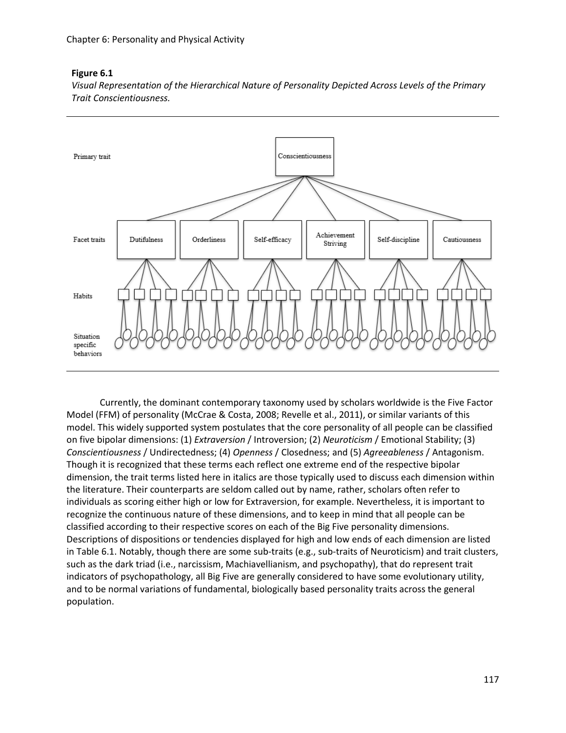**Figure 6.1**

*Visual Representation of the Hierarchical Nature of Personality Depicted Across Levels of the Primary Trait Conscientiousness.*

Primary trait: Conscientiousness

Facet traits: Dutifulness, Orderliness, Self-efficacy, Achievement Striving, Self-discipline, Cautiousness

Habits

Situation specific behaviors

Currently, the dominant contemporary taxonomy used by scholars worldwide is the Five Factor Model (FFM) of personality (McCrae & Costa, 2008; Revelle et al., 2011), or similar variants of this model. This widely supported system postulates that the core personality of all people can be classified on five bipolar dimensions: (1) *Extraversion* / Introversion; (2) *Neuroticism* / Emotional Stability; (3) *Conscientiousness* / Undirectedness; (4) *Openness* / Closedness; and (5) *Agreeableness* / Antagonism. Though it is recognized that these terms each reflect one extreme end of the respective bipolar dimension, the trait terms listed here in italics are those typically used to discuss each dimension within the literature. Their counterparts are seldom called out by name, rather, scholars often refer to individuals as scoring either high or low for Extraversion, for example. Nevertheless, it is important to recognize the continuous nature of these dimensions, and to keep in mind that all people can be classified according to their respective scores on each of the Big Five personality dimensions. Descriptions of dispositions or tendencies displayed for high and low ends of each dimension are listed in Table 6.1. Notably, though there are some sub-traits (e.g., sub-traits of Neuroticism) and trait clusters, such as the dark triad (i.e., narcissism, Machiavellianism, and psychopathy), that do represent trait indicators of psychopathology, all Big Five are generally considered to have some evolutionary utility, and to be normal variations of fundamental, biologically based personality traits across the general population.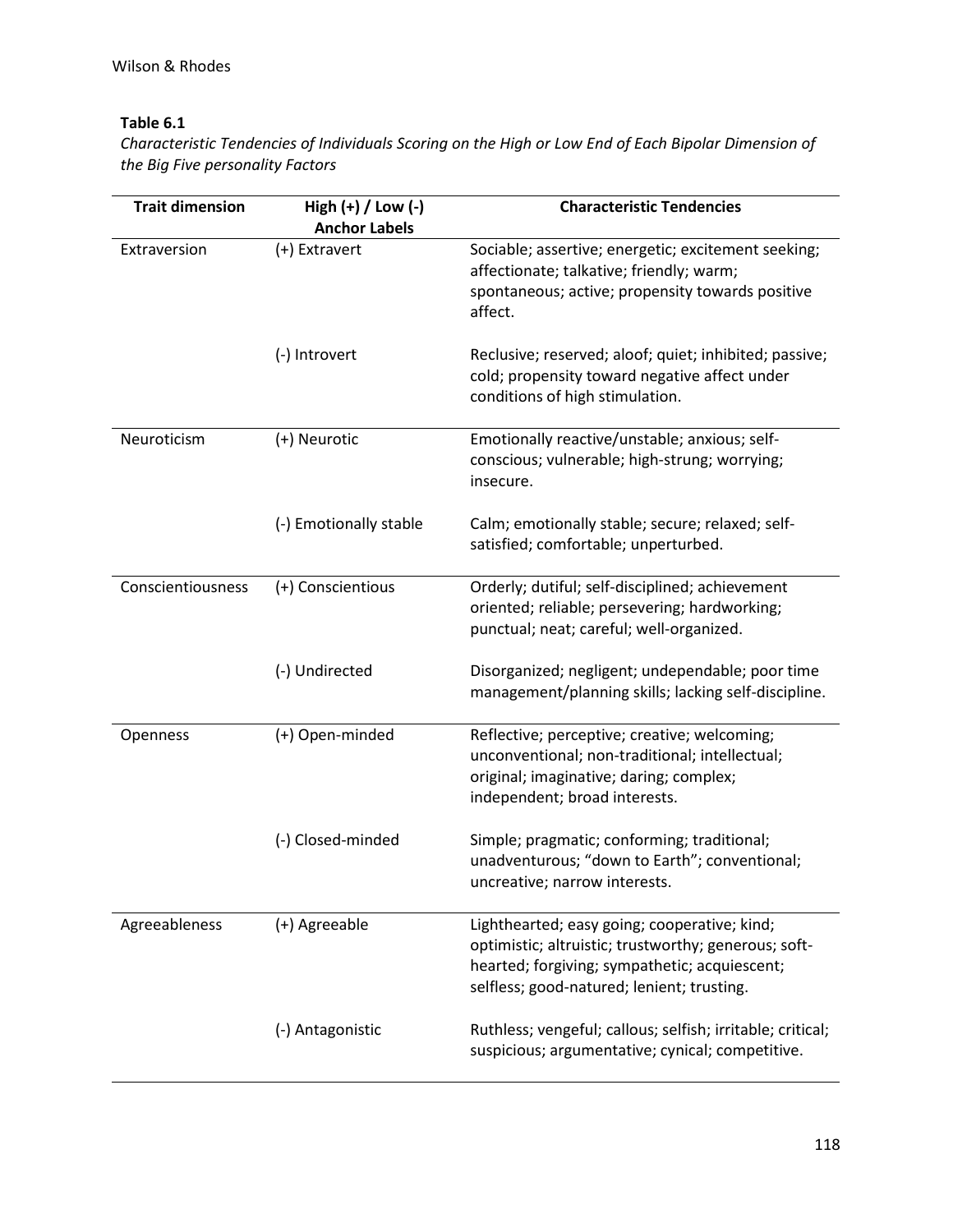**Table 6.1**

*Characteristic Tendencies of Individuals Scoring on the High or Low End of Each Bipolar Dimension of the Big Five personality Factors*

| Trait dimension | High (+) / Low (-) Anchor Labels | Characteristic Tendencies |
|---|---|---|
| Extraversion | (+) Extravert | Sociable; assertive; energetic; excitement seeking; affectionate; talkative; friendly; warm; spontaneous; active; propensity towards positive affect. |
| | (-) Introvert | Reclusive; reserved; aloof; quiet; inhibited; passive; cold; propensity toward negative affect under conditions of high stimulation. |
| Neuroticism | (+) Neurotic | Emotionally reactive/unstable; anxious; self-conscious; vulnerable; high-strung; worrying; insecure. |
| | (-) Emotionally stable | Calm; emotionally stable; secure; relaxed; self-satisfied; comfortable; unperturbed. |
| Conscientiousness | (+) Conscientious | Orderly; dutiful; self-disciplined; achievement oriented; reliable; persevering; hardworking; punctual; neat; careful; well-organized. |
| | (-) Undirected | Disorganized; negligent; undependable; poor time management/planning skills; lacking self-discipline. |
| Openness | (+) Open-minded | Reflective; perceptive; creative; welcoming; unconventional; non-traditional; intellectual; original; imaginative; daring; complex; independent; broad interests. |
| | (-) Closed-minded | Simple; pragmatic; conforming; traditional; unadventurous; "down to Earth"; conventional; uncreative; narrow interests. |
| Agreeableness | (+) Agreeable | Lighthearted; easy going; cooperative; kind; optimistic; altruistic; trustworthy; generous; soft-hearted; forgiving; sympathetic; acquiescent; selfless; good-natured; lenient; trusting. |
| | (-) Antagonistic | Ruthless; vengeful; callous; selfish; irritable; critical; suspicious; argumentative; cynical; competitive. |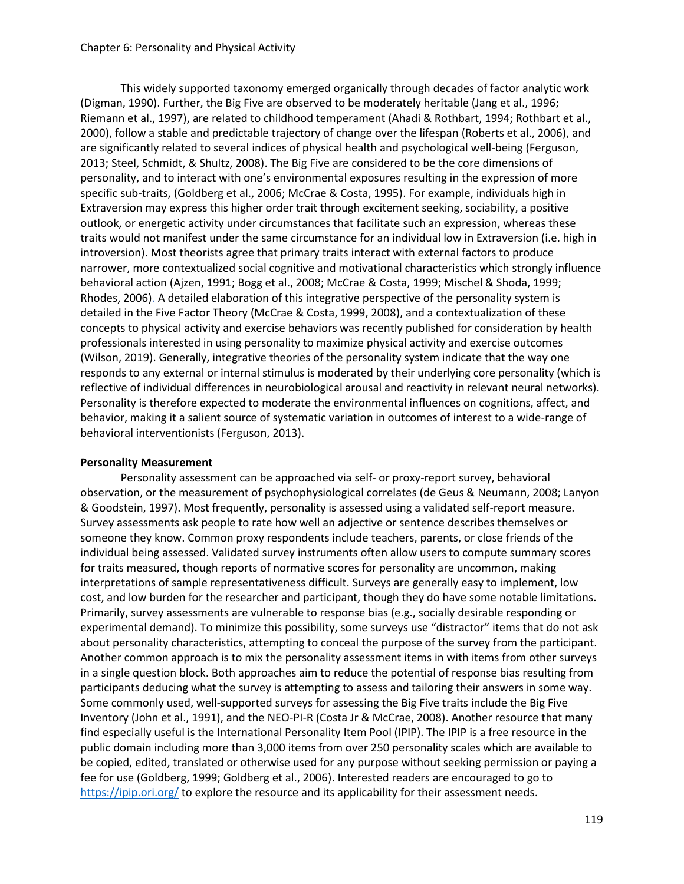This widely supported taxonomy emerged organically through decades of factor analytic work (Digman, 1990). Further, the Big Five are observed to be moderately heritable (Jang et al., 1996; Riemann et al., 1997), are related to childhood temperament (Ahadi & Rothbart, 1994; Rothbart et al., 2000), follow a stable and predictable trajectory of change over the lifespan (Roberts et al., 2006), and are significantly related to several indices of physical health and psychological well-being (Ferguson, 2013; Steel, Schmidt, & Shultz, 2008). The Big Five are considered to be the core dimensions of personality, and to interact with one's environmental exposures resulting in the expression of more specific sub-traits, (Goldberg et al., 2006; McCrae & Costa, 1995). For example, individuals high in Extraversion may express this higher order trait through excitement seeking, sociability, a positive outlook, or energetic activity under circumstances that facilitate such an expression, whereas these traits would not manifest under the same circumstance for an individual low in Extraversion (i.e. high in introversion). Most theorists agree that primary traits interact with external factors to produce narrower, more contextualized social cognitive and motivational characteristics which strongly influence behavioral action (Ajzen, 1991; Bogg et al., 2008; McCrae & Costa, 1999; Mischel & Shoda, 1999; Rhodes, 2006). A detailed elaboration of this integrative perspective of the personality system is detailed in the Five Factor Theory (McCrae & Costa, 1999, 2008), and a contextualization of these concepts to physical activity and exercise behaviors was recently published for consideration by health professionals interested in using personality to maximize physical activity and exercise outcomes (Wilson, 2019). Generally, integrative theories of the personality system indicate that the way one responds to any external or internal stimulus is moderated by their underlying core personality (which is reflective of individual differences in neurobiological arousal and reactivity in relevant neural networks). Personality is therefore expected to moderate the environmental influences on cognitions, affect, and behavior, making it a salient source of systematic variation in outcomes of interest to a wide-range of behavioral interventionists (Ferguson, 2013).

**Personality Measurement**

Personality assessment can be approached via self- or proxy-report survey, behavioral observation, or the measurement of psychophysiological correlates (de Geus & Neumann, 2008; Lanyon & Goodstein, 1997). Most frequently, personality is assessed using a validated self-report measure. Survey assessments ask people to rate how well an adjective or sentence describes themselves or someone they know. Common proxy respondents include teachers, parents, or close friends of the individual being assessed. Validated survey instruments often allow users to compute summary scores for traits measured, though reports of normative scores for personality are uncommon, making interpretations of sample representativeness difficult. Surveys are generally easy to implement, low cost, and low burden for the researcher and participant, though they do have some notable limitations. Primarily, survey assessments are vulnerable to response bias (e.g., socially desirable responding or experimental demand). To minimize this possibility, some surveys use "distractor" items that do not ask about personality characteristics, attempting to conceal the purpose of the survey from the participant. Another common approach is to mix the personality assessment items in with items from other surveys in a single question block. Both approaches aim to reduce the potential of response bias resulting from participants deducing what the survey is attempting to assess and tailoring their answers in some way. Some commonly used, well-supported surveys for assessing the Big Five traits include the Big Five Inventory (John et al., 1991), and the NEO-PI-R (Costa Jr & McCrae, 2008). Another resource that many find especially useful is the International Personality Item Pool (IPIP). The IPIP is a free resource in the public domain including more than 3,000 items from over 250 personality scales which are available to be copied, edited, translated or otherwise used for any purpose without seeking permission or paying a fee for use (Goldberg, 1999; Goldberg et al., 2006). Interested readers are encouraged to go to https://ipip.ori.org/ to explore the resource and its applicability for their assessment needs.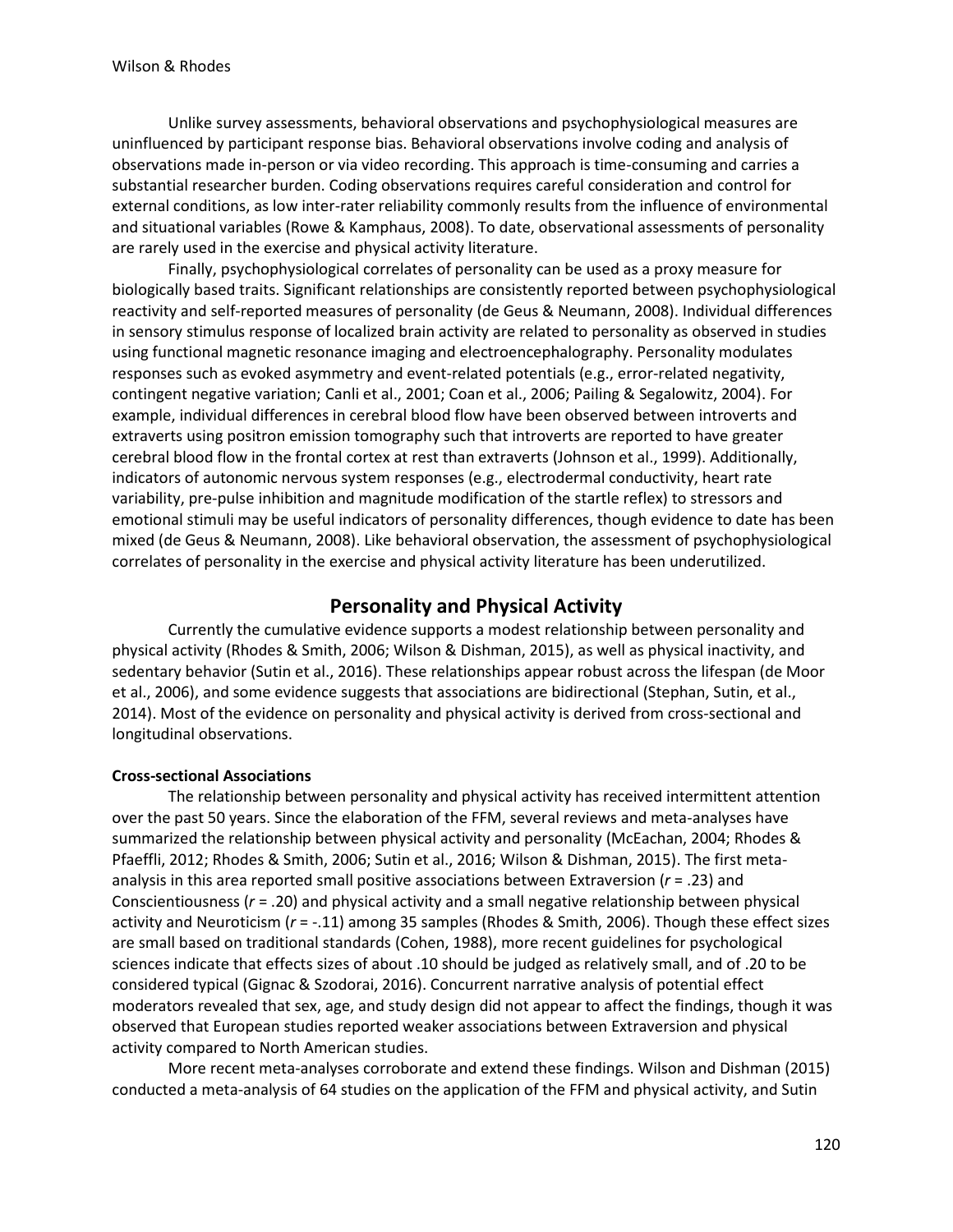Unlike survey assessments, behavioral observations and psychophysiological measures are uninfluenced by participant response bias. Behavioral observations involve coding and analysis of observations made in-person or via video recording. This approach is time-consuming and carries a substantial researcher burden. Coding observations requires careful consideration and control for external conditions, as low inter-rater reliability commonly results from the influence of environmental and situational variables (Rowe & Kamphaus, 2008). To date, observational assessments of personality are rarely used in the exercise and physical activity literature.

Finally, psychophysiological correlates of personality can be used as a proxy measure for biologically based traits. Significant relationships are consistently reported between psychophysiological reactivity and self-reported measures of personality (de Geus & Neumann, 2008). Individual differences in sensory stimulus response of localized brain activity are related to personality as observed in studies using functional magnetic resonance imaging and electroencephalography. Personality modulates responses such as evoked asymmetry and event-related potentials (e.g., error-related negativity, contingent negative variation; Canli et al., 2001; Coan et al., 2006; Pailing & Segalowitz, 2004). For example, individual differences in cerebral blood flow have been observed between introverts and extraverts using positron emission tomography such that introverts are reported to have greater cerebral blood flow in the frontal cortex at rest than extraverts (Johnson et al., 1999). Additionally, indicators of autonomic nervous system responses (e.g., electrodermal conductivity, heart rate variability, pre-pulse inhibition and magnitude modification of the startle reflex) to stressors and emotional stimuli may be useful indicators of personality differences, though evidence to date has been mixed (de Geus & Neumann, 2008). Like behavioral observation, the assessment of psychophysiological correlates of personality in the exercise and physical activity literature has been underutilized.

## Personality and Physical Activity

Currently the cumulative evidence supports a modest relationship between personality and physical activity (Rhodes & Smith, 2006; Wilson & Dishman, 2015), as well as physical inactivity, and sedentary behavior (Sutin et al., 2016). These relationships appear robust across the lifespan (de Moor et al., 2006), and some evidence suggests that associations are bidirectional (Stephan, Sutin, et al., 2014). Most of the evidence on personality and physical activity is derived from cross-sectional and longitudinal observations.

### Cross-sectional Associations

The relationship between personality and physical activity has received intermittent attention over the past 50 years. Since the elaboration of the FFM, several reviews and meta-analyses have summarized the relationship between physical activity and personality (McEachan, 2004; Rhodes & Pfaeffli, 2012; Rhodes & Smith, 2006; Sutin et al., 2016; Wilson & Dishman, 2015). The first meta-analysis in this area reported small positive associations between Extraversion ($r = .23$) and Conscientiousness ($r = .20$) and physical activity and a small negative relationship between physical activity and Neuroticism ($r = -.11$) among 35 samples (Rhodes & Smith, 2006). Though these effect sizes are small based on traditional standards (Cohen, 1988), more recent guidelines for psychological sciences indicate that effects sizes of about .10 should be judged as relatively small, and of .20 to be considered typical (Gignac & Szodorai, 2016). Concurrent narrative analysis of potential effect moderators revealed that sex, age, and study design did not appear to affect the findings, though it was observed that European studies reported weaker associations between Extraversion and physical activity compared to North American studies.

More recent meta-analyses corroborate and extend these findings. Wilson and Dishman (2015) conducted a meta-analysis of 64 studies on the application of the FFM and physical activity, and Sutin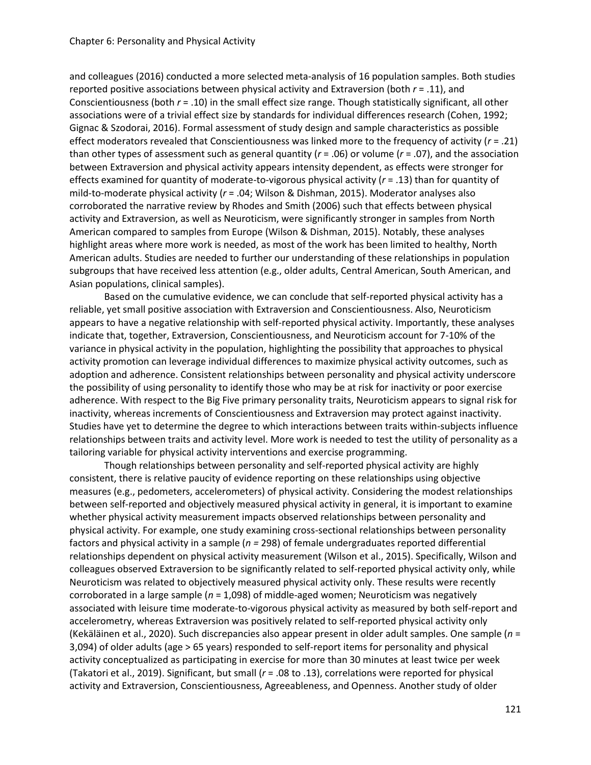and colleagues (2016) conducted a more selected meta-analysis of 16 population samples. Both studies reported positive associations between physical activity and Extraversion (both *r* = .11), and Conscientiousness (both *r* = .10) in the small effect size range. Though statistically significant, all other associations were of a trivial effect size by standards for individual differences research (Cohen, 1992; Gignac & Szodorai, 2016). Formal assessment of study design and sample characteristics as possible effect moderators revealed that Conscientiousness was linked more to the frequency of activity (*r* = .21) than other types of assessment such as general quantity (*r* = .06) or volume (*r* = .07), and the association between Extraversion and physical activity appears intensity dependent, as effects were stronger for effects examined for quantity of moderate-to-vigorous physical activity (*r* = .13) than for quantity of mild-to-moderate physical activity (*r* = .04; Wilson & Dishman, 2015). Moderator analyses also corroborated the narrative review by Rhodes and Smith (2006) such that effects between physical activity and Extraversion, as well as Neuroticism, were significantly stronger in samples from North American compared to samples from Europe (Wilson & Dishman, 2015). Notably, these analyses highlight areas where more work is needed, as most of the work has been limited to healthy, North American adults. Studies are needed to further our understanding of these relationships in population subgroups that have received less attention (e.g., older adults, Central American, South American, and Asian populations, clinical samples).

Based on the cumulative evidence, we can conclude that self-reported physical activity has a reliable, yet small positive association with Extraversion and Conscientiousness. Also, Neuroticism appears to have a negative relationship with self-reported physical activity. Importantly, these analyses indicate that, together, Extraversion, Conscientiousness, and Neuroticism account for 7-10% of the variance in physical activity in the population, highlighting the possibility that approaches to physical activity promotion can leverage individual differences to maximize physical activity outcomes, such as adoption and adherence. Consistent relationships between personality and physical activity underscore the possibility of using personality to identify those who may be at risk for inactivity or poor exercise adherence. With respect to the Big Five primary personality traits, Neuroticism appears to signal risk for inactivity, whereas increments of Conscientiousness and Extraversion may protect against inactivity. Studies have yet to determine the degree to which interactions between traits within-subjects influence relationships between traits and activity level. More work is needed to test the utility of personality as a tailoring variable for physical activity interventions and exercise programming.

Though relationships between personality and self-reported physical activity are highly consistent, there is relative paucity of evidence reporting on these relationships using objective measures (e.g., pedometers, accelerometers) of physical activity. Considering the modest relationships between self-reported and objectively measured physical activity in general, it is important to examine whether physical activity measurement impacts observed relationships between personality and physical activity. For example, one study examining cross-sectional relationships between personality factors and physical activity in a sample (*n* = 298) of female undergraduates reported differential relationships dependent on physical activity measurement (Wilson et al., 2015). Specifically, Wilson and colleagues observed Extraversion to be significantly related to self-reported physical activity only, while Neuroticism was related to objectively measured physical activity only. These results were recently corroborated in a large sample (*n* = 1,098) of middle-aged women; Neuroticism was negatively associated with leisure time moderate-to-vigorous physical activity as measured by both self-report and accelerometry, whereas Extraversion was positively related to self-reported physical activity only (Kekäläinen et al., 2020). Such discrepancies also appear present in older adult samples. One sample (*n* = 3,094) of older adults (age > 65 years) responded to self-report items for personality and physical activity conceptualized as participating in exercise for more than 30 minutes at least twice per week (Takatori et al., 2019). Significant, but small (*r* = .08 to .13), correlations were reported for physical activity and Extraversion, Conscientiousness, Agreeableness, and Openness. Another study of older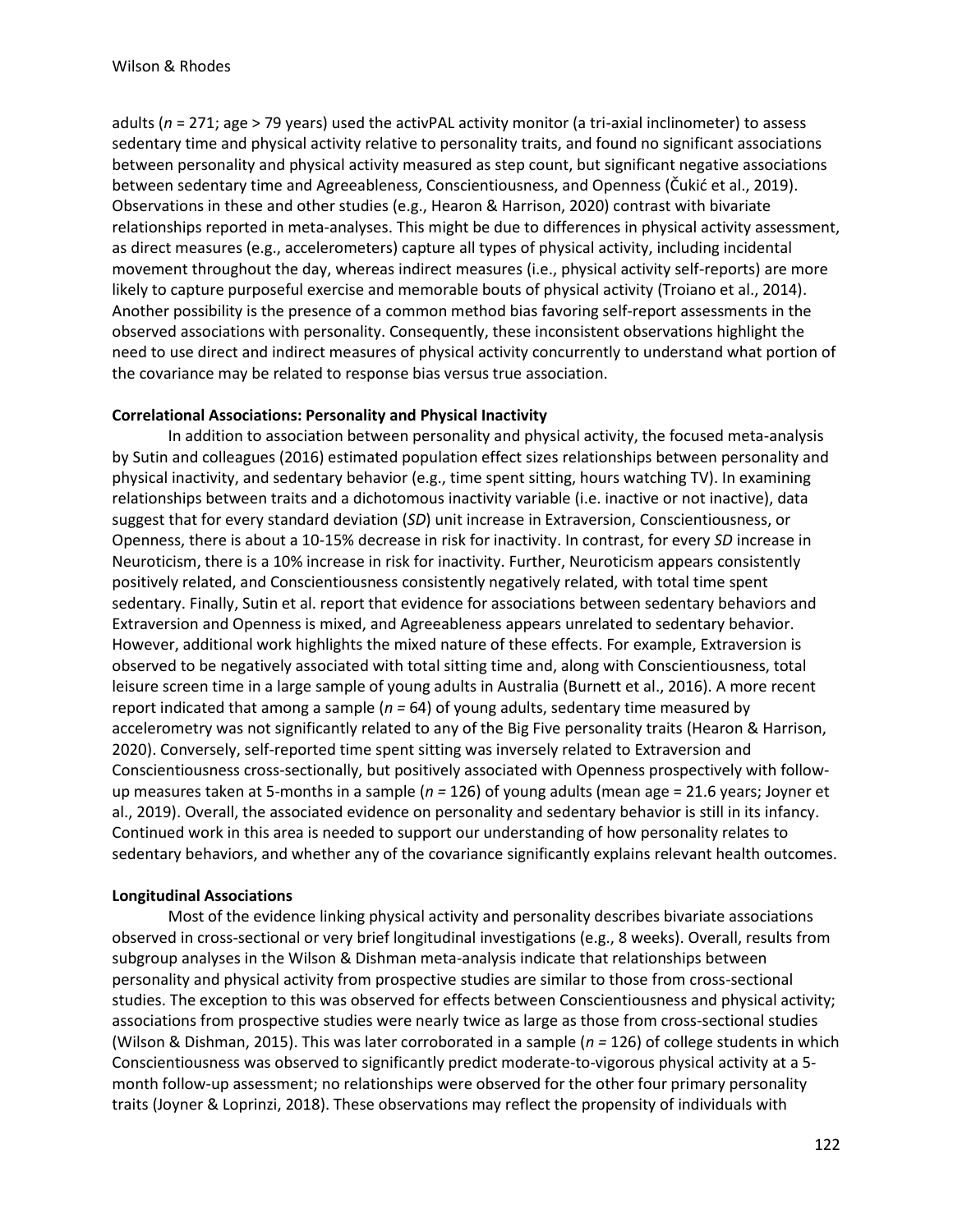adults (*n* = 271; age > 79 years) used the activPAL activity monitor (a tri-axial inclinometer) to assess sedentary time and physical activity relative to personality traits, and found no significant associations between personality and physical activity measured as step count, but significant negative associations between sedentary time and Agreeableness, Conscientiousness, and Openness (Čukić et al., 2019). Observations in these and other studies (e.g., Hearon & Harrison, 2020) contrast with bivariate relationships reported in meta-analyses. This might be due to differences in physical activity assessment, as direct measures (e.g., accelerometers) capture all types of physical activity, including incidental movement throughout the day, whereas indirect measures (i.e., physical activity self-reports) are more likely to capture purposeful exercise and memorable bouts of physical activity (Troiano et al., 2014). Another possibility is the presence of a common method bias favoring self-report assessments in the observed associations with personality. Consequently, these inconsistent observations highlight the need to use direct and indirect measures of physical activity concurrently to understand what portion of the covariance may be related to response bias versus true association.

**Correlational Associations: Personality and Physical Inactivity**

In addition to association between personality and physical activity, the focused meta-analysis by Sutin and colleagues (2016) estimated population effect sizes relationships between personality and physical inactivity, and sedentary behavior (e.g., time spent sitting, hours watching TV). In examining relationships between traits and a dichotomous inactivity variable (i.e. inactive or not inactive), data suggest that for every standard deviation (*SD*) unit increase in Extraversion, Conscientiousness, or Openness, there is about a 10-15% decrease in risk for inactivity. In contrast, for every *SD* increase in Neuroticism, there is a 10% increase in risk for inactivity. Further, Neuroticism appears consistently positively related, and Conscientiousness consistently negatively related, with total time spent sedentary. Finally, Sutin et al. report that evidence for associations between sedentary behaviors and Extraversion and Openness is mixed, and Agreeableness appears unrelated to sedentary behavior. However, additional work highlights the mixed nature of these effects. For example, Extraversion is observed to be negatively associated with total sitting time and, along with Conscientiousness, total leisure screen time in a large sample of young adults in Australia (Burnett et al., 2016). A more recent report indicated that among a sample (*n* = 64) of young adults, sedentary time measured by accelerometry was not significantly related to any of the Big Five personality traits (Hearon & Harrison, 2020). Conversely, self-reported time spent sitting was inversely related to Extraversion and Conscientiousness cross-sectionally, but positively associated with Openness prospectively with follow-up measures taken at 5-months in a sample (*n* = 126) of young adults (mean age = 21.6 years; Joyner et al., 2019). Overall, the associated evidence on personality and sedentary behavior is still in its infancy. Continued work in this area is needed to support our understanding of how personality relates to sedentary behaviors, and whether any of the covariance significantly explains relevant health outcomes.

**Longitudinal Associations**

Most of the evidence linking physical activity and personality describes bivariate associations observed in cross-sectional or very brief longitudinal investigations (e.g., 8 weeks). Overall, results from subgroup analyses in the Wilson & Dishman meta-analysis indicate that relationships between personality and physical activity from prospective studies are similar to those from cross-sectional studies. The exception to this was observed for effects between Conscientiousness and physical activity; associations from prospective studies were nearly twice as large as those from cross-sectional studies (Wilson & Dishman, 2015). This was later corroborated in a sample (*n* = 126) of college students in which Conscientiousness was observed to significantly predict moderate-to-vigorous physical activity at a 5-month follow-up assessment; no relationships were observed for the other four primary personality traits (Joyner & Loprinzi, 2018). These observations may reflect the propensity of individuals with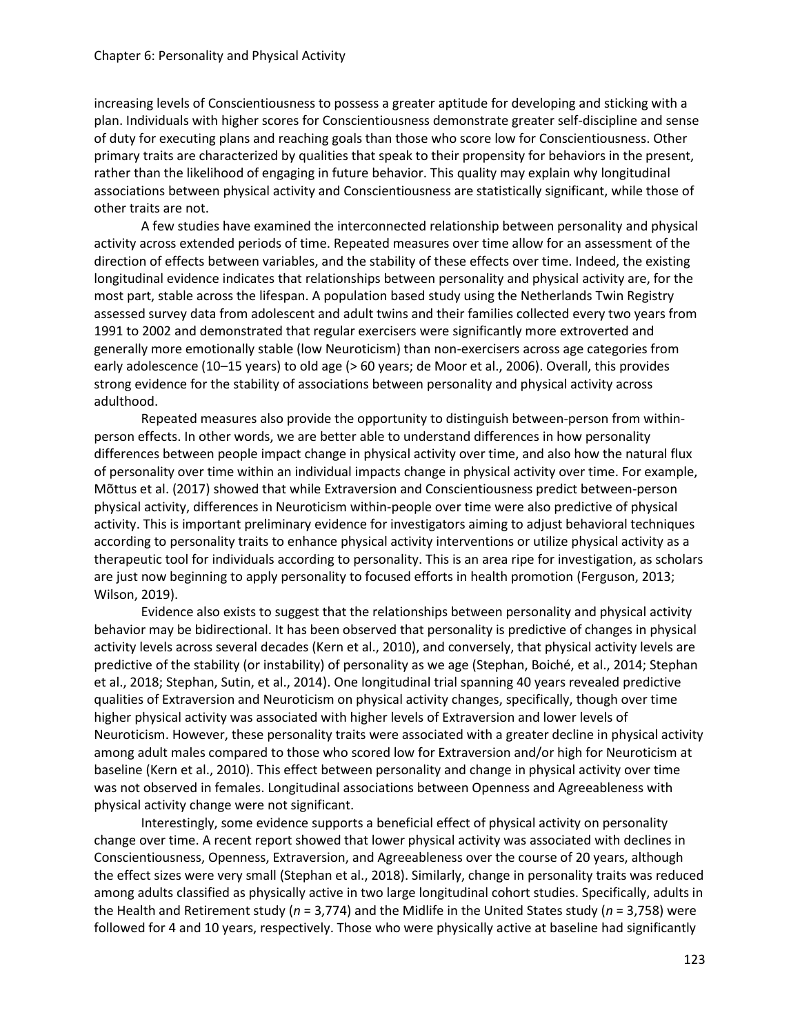increasing levels of Conscientiousness to possess a greater aptitude for developing and sticking with a plan. Individuals with higher scores for Conscientiousness demonstrate greater self-discipline and sense of duty for executing plans and reaching goals than those who score low for Conscientiousness. Other primary traits are characterized by qualities that speak to their propensity for behaviors in the present, rather than the likelihood of engaging in future behavior. This quality may explain why longitudinal associations between physical activity and Conscientiousness are statistically significant, while those of other traits are not.

A few studies have examined the interconnected relationship between personality and physical activity across extended periods of time. Repeated measures over time allow for an assessment of the direction of effects between variables, and the stability of these effects over time. Indeed, the existing longitudinal evidence indicates that relationships between personality and physical activity are, for the most part, stable across the lifespan. A population based study using the Netherlands Twin Registry assessed survey data from adolescent and adult twins and their families collected every two years from 1991 to 2002 and demonstrated that regular exercisers were significantly more extroverted and generally more emotionally stable (low Neuroticism) than non-exercisers across age categories from early adolescence (10–15 years) to old age (> 60 years; de Moor et al., 2006). Overall, this provides strong evidence for the stability of associations between personality and physical activity across adulthood.

Repeated measures also provide the opportunity to distinguish between-person from within-person effects. In other words, we are better able to understand differences in how personality differences between people impact change in physical activity over time, and also how the natural flux of personality over time within an individual impacts change in physical activity over time. For example, Mõttus et al. (2017) showed that while Extraversion and Conscientiousness predict between-person physical activity, differences in Neuroticism within-people over time were also predictive of physical activity. This is important preliminary evidence for investigators aiming to adjust behavioral techniques according to personality traits to enhance physical activity interventions or utilize physical activity as a therapeutic tool for individuals according to personality. This is an area ripe for investigation, as scholars are just now beginning to apply personality to focused efforts in health promotion (Ferguson, 2013; Wilson, 2019).

Evidence also exists to suggest that the relationships between personality and physical activity behavior may be bidirectional. It has been observed that personality is predictive of changes in physical activity levels across several decades (Kern et al., 2010), and conversely, that physical activity levels are predictive of the stability (or instability) of personality as we age (Stephan, Boiché, et al., 2014; Stephan et al., 2018; Stephan, Sutin, et al., 2014). One longitudinal trial spanning 40 years revealed predictive qualities of Extraversion and Neuroticism on physical activity changes, specifically, though over time higher physical activity was associated with higher levels of Extraversion and lower levels of Neuroticism. However, these personality traits were associated with a greater decline in physical activity among adult males compared to those who scored low for Extraversion and/or high for Neuroticism at baseline (Kern et al., 2010). This effect between personality and change in physical activity over time was not observed in females. Longitudinal associations between Openness and Agreeableness with physical activity change were not significant.

Interestingly, some evidence supports a beneficial effect of physical activity on personality change over time. A recent report showed that lower physical activity was associated with declines in Conscientiousness, Openness, Extraversion, and Agreeableness over the course of 20 years, although the effect sizes were very small (Stephan et al., 2018). Similarly, change in personality traits was reduced among adults classified as physically active in two large longitudinal cohort studies. Specifically, adults in the Health and Retirement study (*n* = 3,774) and the Midlife in the United States study (*n* = 3,758) were followed for 4 and 10 years, respectively. Those who were physically active at baseline had significantly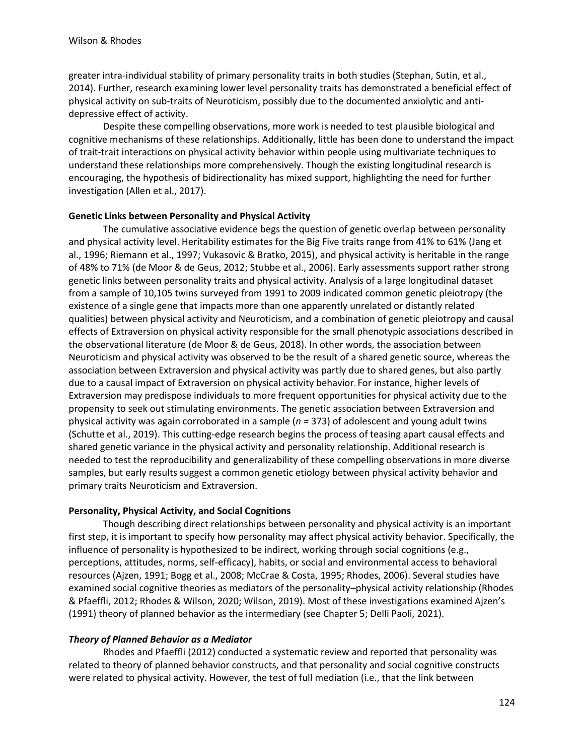greater intra-individual stability of primary personality traits in both studies (Stephan, Sutin, et al., 2014). Further, research examining lower level personality traits has demonstrated a beneficial effect of physical activity on sub-traits of Neuroticism, possibly due to the documented anxiolytic and anti-depressive effect of activity.

Despite these compelling observations, more work is needed to test plausible biological and cognitive mechanisms of these relationships. Additionally, little has been done to understand the impact of trait-trait interactions on physical activity behavior within people using multivariate techniques to understand these relationships more comprehensively. Though the existing longitudinal research is encouraging, the hypothesis of bidirectionality has mixed support, highlighting the need for further investigation (Allen et al., 2017).

**Genetic Links between Personality and Physical Activity**

The cumulative associative evidence begs the question of genetic overlap between personality and physical activity level. Heritability estimates for the Big Five traits range from 41% to 61% (Jang et al., 1996; Riemann et al., 1997; Vukasovic & Bratko, 2015), and physical activity is heritable in the range of 48% to 71% (de Moor & de Geus, 2012; Stubbe et al., 2006). Early assessments support rather strong genetic links between personality traits and physical activity. Analysis of a large longitudinal dataset from a sample of 10,105 twins surveyed from 1991 to 2009 indicated common genetic pleiotropy (the existence of a single gene that impacts more than one apparently unrelated or distantly related qualities) between physical activity and Neuroticism, and a combination of genetic pleiotropy and causal effects of Extraversion on physical activity responsible for the small phenotypic associations described in the observational literature (de Moor & de Geus, 2018). In other words, the association between Neuroticism and physical activity was observed to be the result of a shared genetic source, whereas the association between Extraversion and physical activity was partly due to shared genes, but also partly due to a causal impact of Extraversion on physical activity behavior. For instance, higher levels of Extraversion may predispose individuals to more frequent opportunities for physical activity due to the propensity to seek out stimulating environments. The genetic association between Extraversion and physical activity was again corroborated in a sample ($n = 373$) of adolescent and young adult twins (Schutte et al., 2019). This cutting-edge research begins the process of teasing apart causal effects and shared genetic variance in the physical activity and personality relationship. Additional research is needed to test the reproducibility and generalizability of these compelling observations in more diverse samples, but early results suggest a common genetic etiology between physical activity behavior and primary traits Neuroticism and Extraversion.

**Personality, Physical Activity, and Social Cognitions**

Though describing direct relationships between personality and physical activity is an important first step, it is important to specify how personality may affect physical activity behavior. Specifically, the influence of personality is hypothesized to be indirect, working through social cognitions (e.g., perceptions, attitudes, norms, self-efficacy), habits, or social and environmental access to behavioral resources (Ajzen, 1991; Bogg et al., 2008; McCrae & Costa, 1995; Rhodes, 2006). Several studies have examined social cognitive theories as mediators of the personality–physical activity relationship (Rhodes & Pfaeffli, 2012; Rhodes & Wilson, 2020; Wilson, 2019). Most of these investigations examined Ajzen's (1991) theory of planned behavior as the intermediary (see Chapter 5; Delli Paoli, 2021).

***Theory of Planned Behavior as a Mediator***

Rhodes and Pfaeffli (2012) conducted a systematic review and reported that personality was related to theory of planned behavior constructs, and that personality and social cognitive constructs were related to physical activity. However, the test of full mediation (i.e., that the link between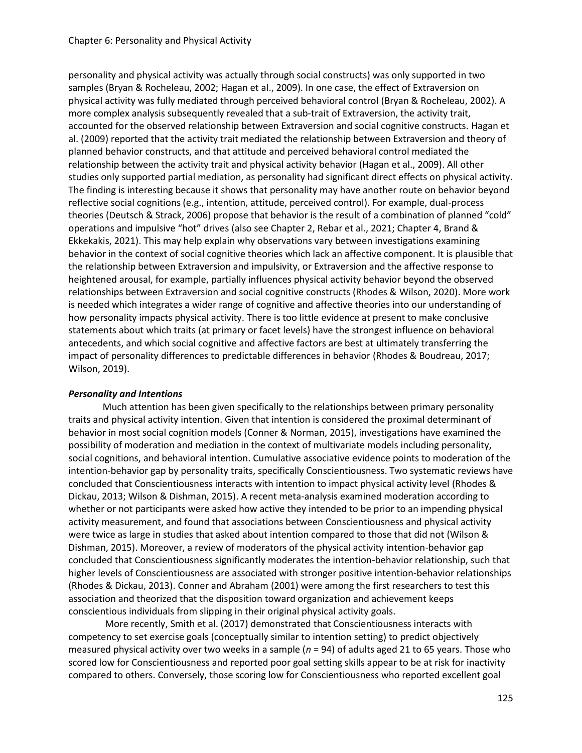personality and physical activity was actually through social constructs) was only supported in two samples (Bryan & Rocheleau, 2002; Hagan et al., 2009). In one case, the effect of Extraversion on physical activity was fully mediated through perceived behavioral control (Bryan & Rocheleau, 2002). A more complex analysis subsequently revealed that a sub-trait of Extraversion, the activity trait, accounted for the observed relationship between Extraversion and social cognitive constructs. Hagan et al. (2009) reported that the activity trait mediated the relationship between Extraversion and theory of planned behavior constructs, and that attitude and perceived behavioral control mediated the relationship between the activity trait and physical activity behavior (Hagan et al., 2009). All other studies only supported partial mediation, as personality had significant direct effects on physical activity. The finding is interesting because it shows that personality may have another route on behavior beyond reflective social cognitions (e.g., intention, attitude, perceived control). For example, dual-process theories (Deutsch & Strack, 2006) propose that behavior is the result of a combination of planned "cold" operations and impulsive "hot" drives (also see Chapter 2, Rebar et al., 2021; Chapter 4, Brand & Ekkekakis, 2021). This may help explain why observations vary between investigations examining behavior in the context of social cognitive theories which lack an affective component. It is plausible that the relationship between Extraversion and impulsivity, or Extraversion and the affective response to heightened arousal, for example, partially influences physical activity behavior beyond the observed relationships between Extraversion and social cognitive constructs (Rhodes & Wilson, 2020). More work is needed which integrates a wider range of cognitive and affective theories into our understanding of how personality impacts physical activity. There is too little evidence at present to make conclusive statements about which traits (at primary or facet levels) have the strongest influence on behavioral antecedents, and which social cognitive and affective factors are best at ultimately transferring the impact of personality differences to predictable differences in behavior (Rhodes & Boudreau, 2017; Wilson, 2019).

### ***Personality and Intentions***

Much attention has been given specifically to the relationships between primary personality traits and physical activity intention. Given that intention is considered the proximal determinant of behavior in most social cognition models (Conner & Norman, 2015), investigations have examined the possibility of moderation and mediation in the context of multivariate models including personality, social cognitions, and behavioral intention. Cumulative associative evidence points to moderation of the intention-behavior gap by personality traits, specifically Conscientiousness. Two systematic reviews have concluded that Conscientiousness interacts with intention to impact physical activity level (Rhodes & Dickau, 2013; Wilson & Dishman, 2015). A recent meta-analysis examined moderation according to whether or not participants were asked how active they intended to be prior to an impending physical activity measurement, and found that associations between Conscientiousness and physical activity were twice as large in studies that asked about intention compared to those that did not (Wilson & Dishman, 2015). Moreover, a review of moderators of the physical activity intention-behavior gap concluded that Conscientiousness significantly moderates the intention-behavior relationship, such that higher levels of Conscientiousness are associated with stronger positive intention-behavior relationships (Rhodes & Dickau, 2013). Conner and Abraham (2001) were among the first researchers to test this association and theorized that the disposition toward organization and achievement keeps conscientious individuals from slipping in their original physical activity goals.

More recently, Smith et al. (2017) demonstrated that Conscientiousness interacts with competency to set exercise goals (conceptually similar to intention setting) to predict objectively measured physical activity over two weeks in a sample ($n$ = 94) of adults aged 21 to 65 years. Those who scored low for Conscientiousness and reported poor goal setting skills appear to be at risk for inactivity compared to others. Conversely, those scoring low for Conscientiousness who reported excellent goal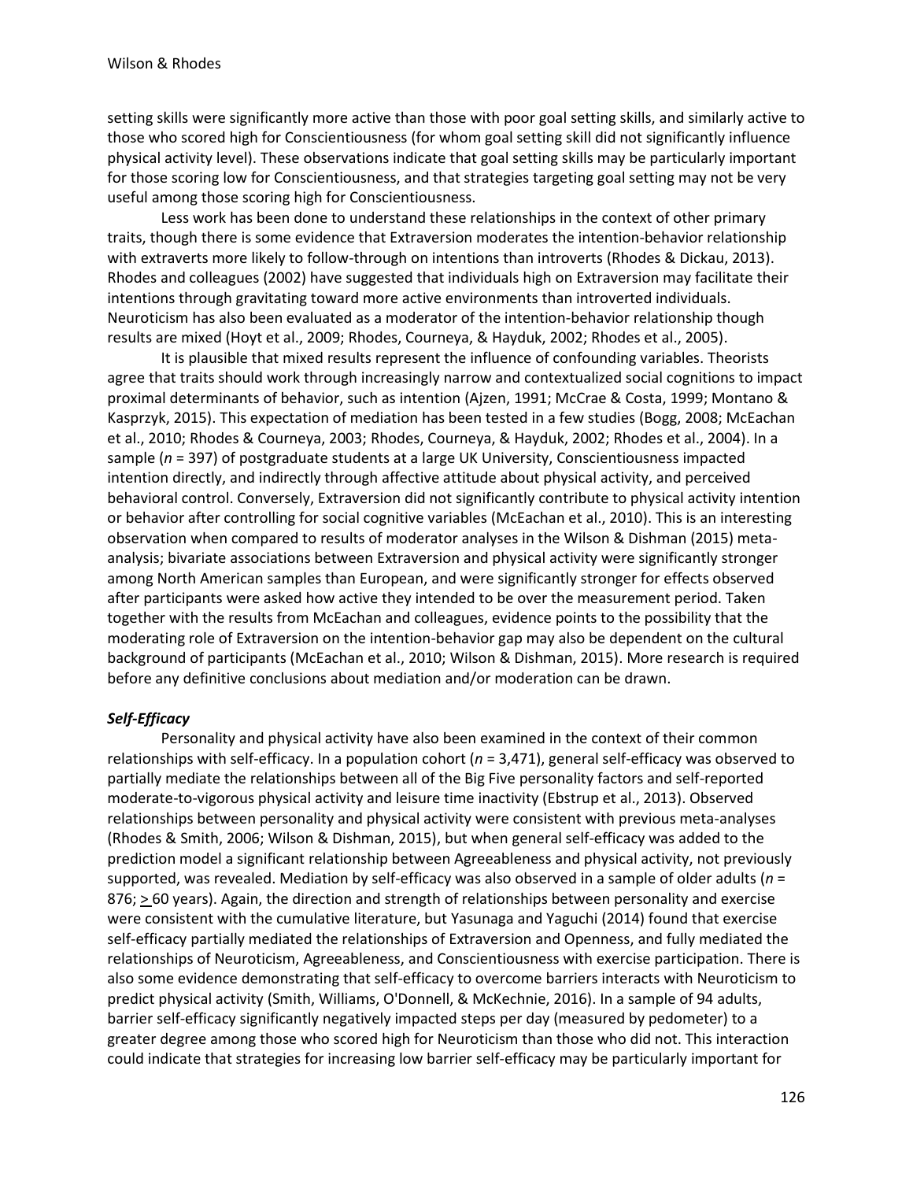setting skills were significantly more active than those with poor goal setting skills, and similarly active to those who scored high for Conscientiousness (for whom goal setting skill did not significantly influence physical activity level). These observations indicate that goal setting skills may be particularly important for those scoring low for Conscientiousness, and that strategies targeting goal setting may not be very useful among those scoring high for Conscientiousness.

Less work has been done to understand these relationships in the context of other primary traits, though there is some evidence that Extraversion moderates the intention-behavior relationship with extraverts more likely to follow-through on intentions than introverts (Rhodes & Dickau, 2013). Rhodes and colleagues (2002) have suggested that individuals high on Extraversion may facilitate their intentions through gravitating toward more active environments than introverted individuals. Neuroticism has also been evaluated as a moderator of the intention-behavior relationship though results are mixed (Hoyt et al., 2009; Rhodes, Courneya, & Hayduk, 2002; Rhodes et al., 2005).

It is plausible that mixed results represent the influence of confounding variables. Theorists agree that traits should work through increasingly narrow and contextualized social cognitions to impact proximal determinants of behavior, such as intention (Ajzen, 1991; McCrae & Costa, 1999; Montano & Kasprzyk, 2015). This expectation of mediation has been tested in a few studies (Bogg, 2008; McEachan et al., 2010; Rhodes & Courneya, 2003; Rhodes, Courneya, & Hayduk, 2002; Rhodes et al., 2004). In a sample ($n$ = 397) of postgraduate students at a large UK University, Conscientiousness impacted intention directly, and indirectly through affective attitude about physical activity, and perceived behavioral control. Conversely, Extraversion did not significantly contribute to physical activity intention or behavior after controlling for social cognitive variables (McEachan et al., 2010). This is an interesting observation when compared to results of moderator analyses in the Wilson & Dishman (2015) meta-analysis; bivariate associations between Extraversion and physical activity were significantly stronger among North American samples than European, and were significantly stronger for effects observed after participants were asked how active they intended to be over the measurement period. Taken together with the results from McEachan and colleagues, evidence points to the possibility that the moderating role of Extraversion on the intention-behavior gap may also be dependent on the cultural background of participants (McEachan et al., 2010; Wilson & Dishman, 2015). More research is required before any definitive conclusions about mediation and/or moderation can be drawn.

### ***Self-Efficacy***

Personality and physical activity have also been examined in the context of their common relationships with self-efficacy. In a population cohort ($n$ = 3,471), general self-efficacy was observed to partially mediate the relationships between all of the Big Five personality factors and self-reported moderate-to-vigorous physical activity and leisure time inactivity (Ebstrup et al., 2013). Observed relationships between personality and physical activity were consistent with previous meta-analyses (Rhodes & Smith, 2006; Wilson & Dishman, 2015), but when general self-efficacy was added to the prediction model a significant relationship between Agreeableness and physical activity, not previously supported, was revealed. Mediation by self-efficacy was also observed in a sample of older adults ($n$ = 876; $\geq$ 60 years). Again, the direction and strength of relationships between personality and exercise were consistent with the cumulative literature, but Yasunaga and Yaguchi (2014) found that exercise self-efficacy partially mediated the relationships of Extraversion and Openness, and fully mediated the relationships of Neuroticism, Agreeableness, and Conscientiousness with exercise participation. There is also some evidence demonstrating that self-efficacy to overcome barriers interacts with Neuroticism to predict physical activity (Smith, Williams, O'Donnell, & McKechnie, 2016). In a sample of 94 adults, barrier self-efficacy significantly negatively impacted steps per day (measured by pedometer) to a greater degree among those who scored high for Neuroticism than those who did not. This interaction could indicate that strategies for increasing low barrier self-efficacy may be particularly important for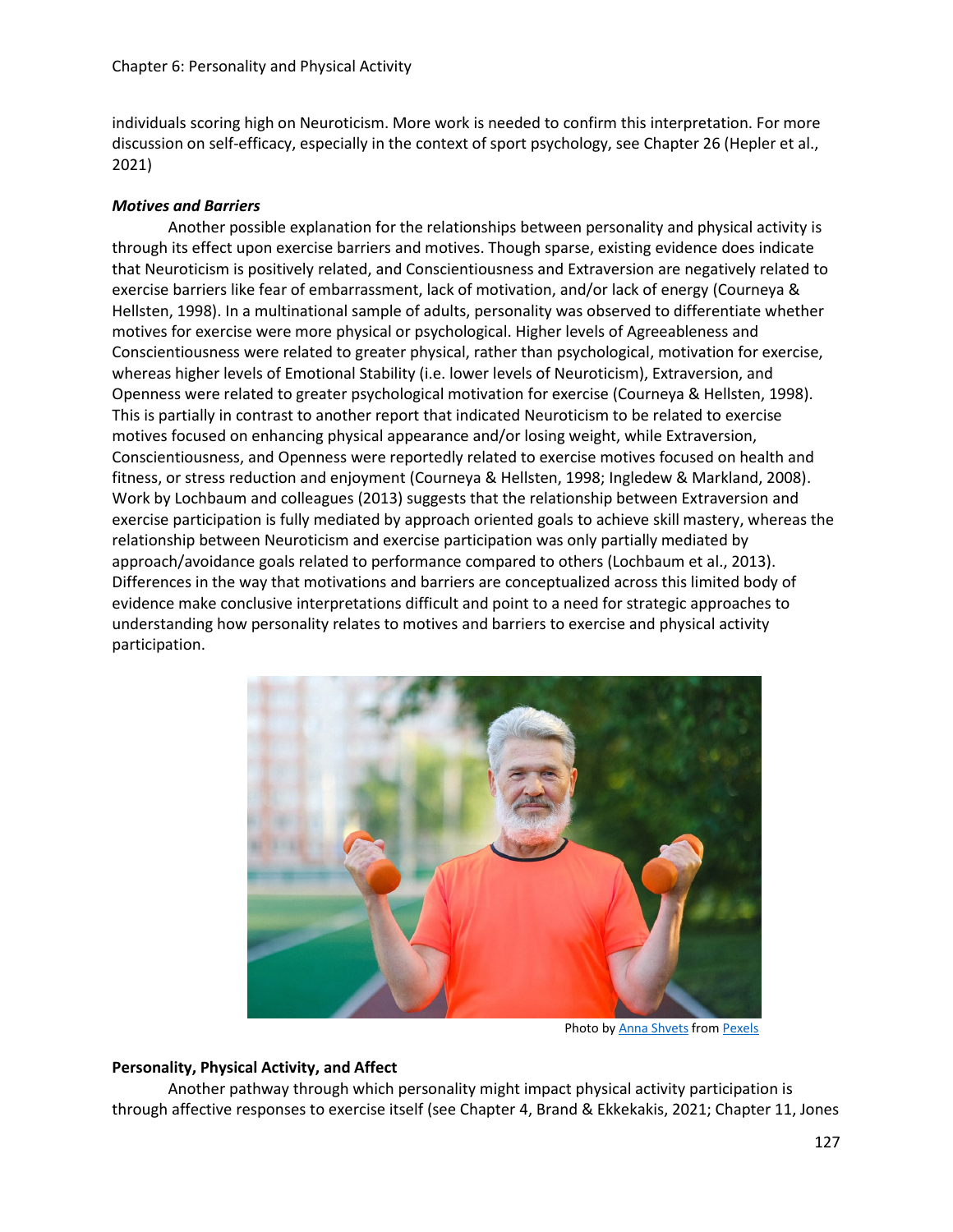individuals scoring high on Neuroticism. More work is needed to confirm this interpretation. For more discussion on self-efficacy, especially in the context of sport psychology, see Chapter 26 (Hepler et al., 2021)

***Motives and Barriers***

Another possible explanation for the relationships between personality and physical activity is through its effect upon exercise barriers and motives. Though sparse, existing evidence does indicate that Neuroticism is positively related, and Conscientiousness and Extraversion are negatively related to exercise barriers like fear of embarrassment, lack of motivation, and/or lack of energy (Courneya & Hellsten, 1998). In a multinational sample of adults, personality was observed to differentiate whether motives for exercise were more physical or psychological. Higher levels of Agreeableness and Conscientiousness were related to greater physical, rather than psychological, motivation for exercise, whereas higher levels of Emotional Stability (i.e. lower levels of Neuroticism), Extraversion, and Openness were related to greater psychological motivation for exercise (Courneya & Hellsten, 1998). This is partially in contrast to another report that indicated Neuroticism to be related to exercise motives focused on enhancing physical appearance and/or losing weight, while Extraversion, Conscientiousness, and Openness were reportedly related to exercise motives focused on health and fitness, or stress reduction and enjoyment (Courneya & Hellsten, 1998; Ingledew & Markland, 2008). Work by Lochbaum and colleagues (2013) suggests that the relationship between Extraversion and exercise participation is fully mediated by approach oriented goals to achieve skill mastery, whereas the relationship between Neuroticism and exercise participation was only partially mediated by approach/avoidance goals related to performance compared to others (Lochbaum et al., 2013). Differences in the way that motivations and barriers are conceptualized across this limited body of evidence make conclusive interpretations difficult and point to a need for strategic approaches to understanding how personality relates to motives and barriers to exercise and physical activity participation.

Photo by Anna Shvets from Pexels

**Personality, Physical Activity, and Affect**

Another pathway through which personality might impact physical activity participation is through affective responses to exercise itself (see Chapter 4, Brand & Ekkekakis, 2021; Chapter 11, Jones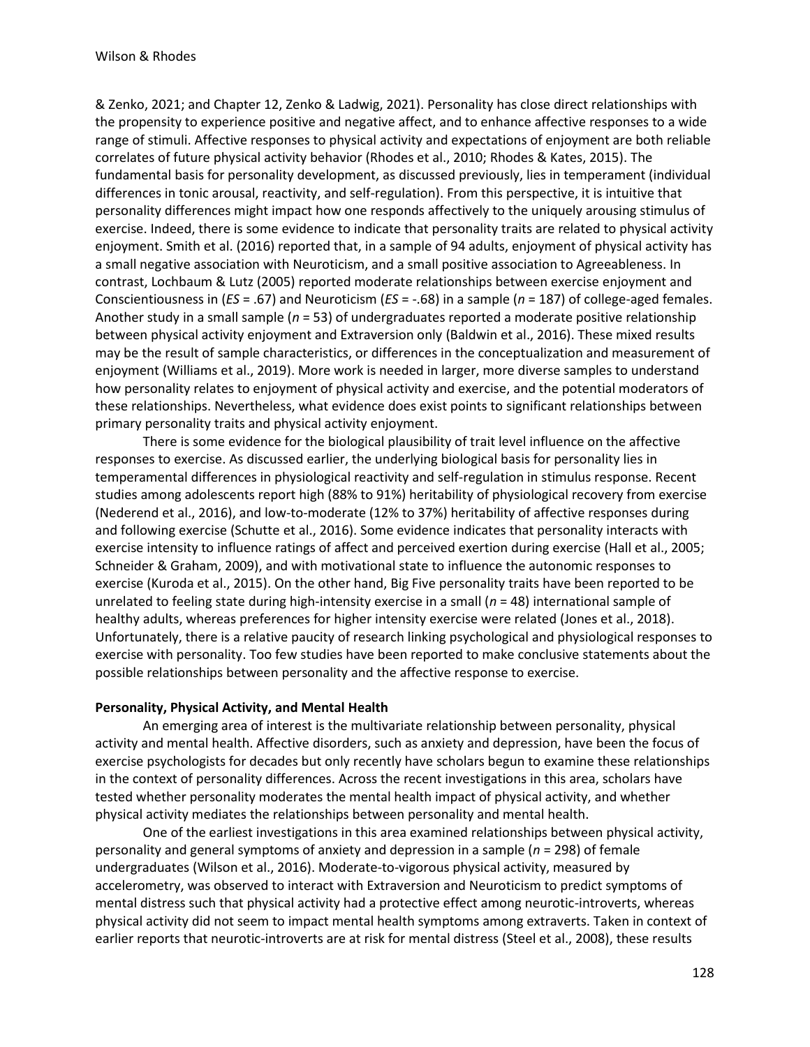& Zenko, 2021; and Chapter 12, Zenko & Ladwig, 2021). Personality has close direct relationships with the propensity to experience positive and negative affect, and to enhance affective responses to a wide range of stimuli. Affective responses to physical activity and expectations of enjoyment are both reliable correlates of future physical activity behavior (Rhodes et al., 2010; Rhodes & Kates, 2015). The fundamental basis for personality development, as discussed previously, lies in temperament (individual differences in tonic arousal, reactivity, and self-regulation). From this perspective, it is intuitive that personality differences might impact how one responds affectively to the uniquely arousing stimulus of exercise. Indeed, there is some evidence to indicate that personality traits are related to physical activity enjoyment. Smith et al. (2016) reported that, in a sample of 94 adults, enjoyment of physical activity has a small negative association with Neuroticism, and a small positive association to Agreeableness. In contrast, Lochbaum & Lutz (2005) reported moderate relationships between exercise enjoyment and Conscientiousness in (*ES* = .67) and Neuroticism (*ES* = -.68) in a sample (*n* = 187) of college-aged females. Another study in a small sample (*n* = 53) of undergraduates reported a moderate positive relationship between physical activity enjoyment and Extraversion only (Baldwin et al., 2016). These mixed results may be the result of sample characteristics, or differences in the conceptualization and measurement of enjoyment (Williams et al., 2019). More work is needed in larger, more diverse samples to understand how personality relates to enjoyment of physical activity and exercise, and the potential moderators of these relationships. Nevertheless, what evidence does exist points to significant relationships between primary personality traits and physical activity enjoyment.

There is some evidence for the biological plausibility of trait level influence on the affective responses to exercise. As discussed earlier, the underlying biological basis for personality lies in temperamental differences in physiological reactivity and self-regulation in stimulus response. Recent studies among adolescents report high (88% to 91%) heritability of physiological recovery from exercise (Nederend et al., 2016), and low-to-moderate (12% to 37%) heritability of affective responses during and following exercise (Schutte et al., 2016). Some evidence indicates that personality interacts with exercise intensity to influence ratings of affect and perceived exertion during exercise (Hall et al., 2005; Schneider & Graham, 2009), and with motivational state to influence the autonomic responses to exercise (Kuroda et al., 2015). On the other hand, Big Five personality traits have been reported to be unrelated to feeling state during high-intensity exercise in a small (*n* = 48) international sample of healthy adults, whereas preferences for higher intensity exercise were related (Jones et al., 2018). Unfortunately, there is a relative paucity of research linking psychological and physiological responses to exercise with personality. Too few studies have been reported to make conclusive statements about the possible relationships between personality and the affective response to exercise.

**Personality, Physical Activity, and Mental Health**

An emerging area of interest is the multivariate relationship between personality, physical activity and mental health. Affective disorders, such as anxiety and depression, have been the focus of exercise psychologists for decades but only recently have scholars begun to examine these relationships in the context of personality differences. Across the recent investigations in this area, scholars have tested whether personality moderates the mental health impact of physical activity, and whether physical activity mediates the relationships between personality and mental health.

One of the earliest investigations in this area examined relationships between physical activity, personality and general symptoms of anxiety and depression in a sample (*n* = 298) of female undergraduates (Wilson et al., 2016). Moderate-to-vigorous physical activity, measured by accelerometry, was observed to interact with Extraversion and Neuroticism to predict symptoms of mental distress such that physical activity had a protective effect among neurotic-introverts, whereas physical activity did not seem to impact mental health symptoms among extraverts. Taken in context of earlier reports that neurotic-introverts are at risk for mental distress (Steel et al., 2008), these results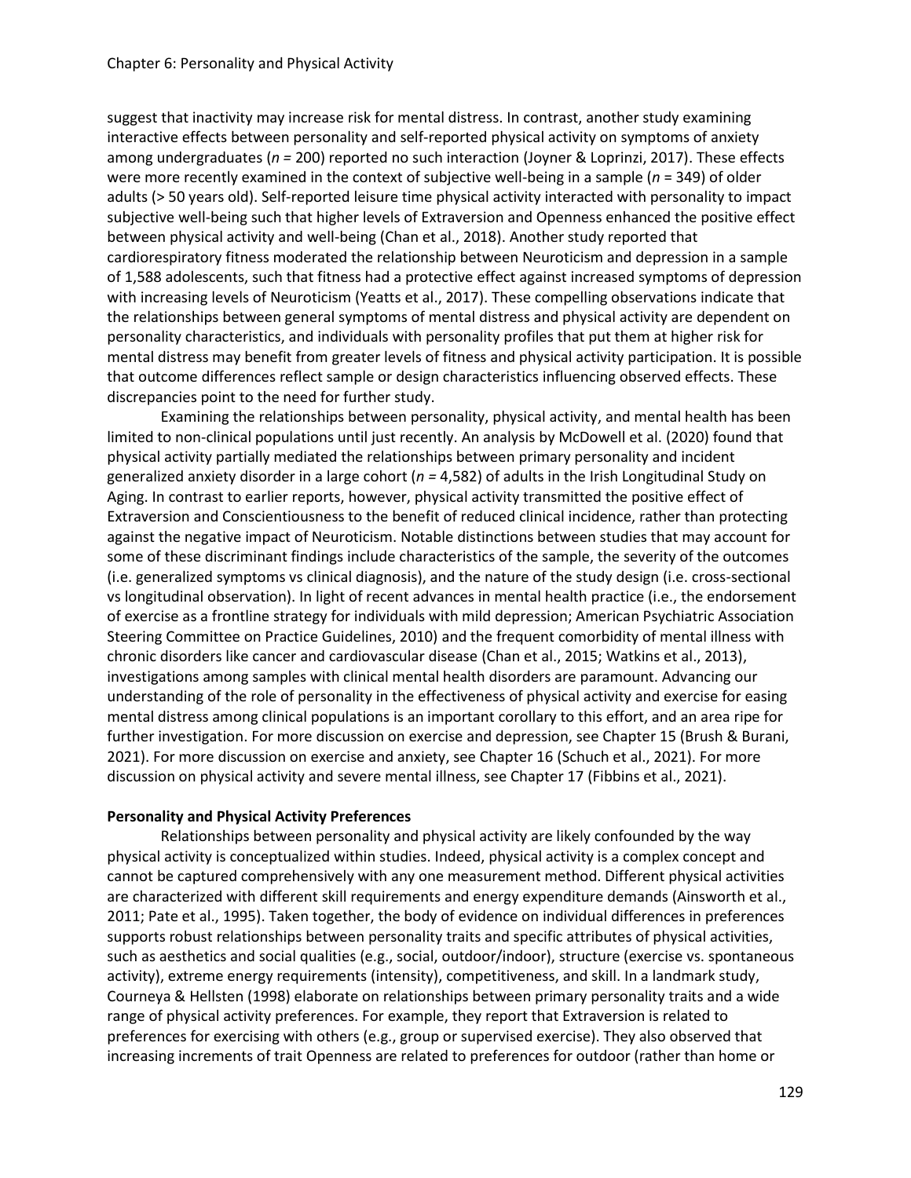suggest that inactivity may increase risk for mental distress. In contrast, another study examining interactive effects between personality and self-reported physical activity on symptoms of anxiety among undergraduates (*n* = 200) reported no such interaction (Joyner & Loprinzi, 2017). These effects were more recently examined in the context of subjective well-being in a sample (*n* = 349) of older adults (> 50 years old). Self-reported leisure time physical activity interacted with personality to impact subjective well-being such that higher levels of Extraversion and Openness enhanced the positive effect between physical activity and well-being (Chan et al., 2018). Another study reported that cardiorespiratory fitness moderated the relationship between Neuroticism and depression in a sample of 1,588 adolescents, such that fitness had a protective effect against increased symptoms of depression with increasing levels of Neuroticism (Yeatts et al., 2017). These compelling observations indicate that the relationships between general symptoms of mental distress and physical activity are dependent on personality characteristics, and individuals with personality profiles that put them at higher risk for mental distress may benefit from greater levels of fitness and physical activity participation. It is possible that outcome differences reflect sample or design characteristics influencing observed effects. These discrepancies point to the need for further study.

Examining the relationships between personality, physical activity, and mental health has been limited to non-clinical populations until just recently. An analysis by McDowell et al. (2020) found that physical activity partially mediated the relationships between primary personality and incident generalized anxiety disorder in a large cohort (*n* = 4,582) of adults in the Irish Longitudinal Study on Aging. In contrast to earlier reports, however, physical activity transmitted the positive effect of Extraversion and Conscientiousness to the benefit of reduced clinical incidence, rather than protecting against the negative impact of Neuroticism. Notable distinctions between studies that may account for some of these discriminant findings include characteristics of the sample, the severity of the outcomes (i.e. generalized symptoms vs clinical diagnosis), and the nature of the study design (i.e. cross-sectional vs longitudinal observation). In light of recent advances in mental health practice (i.e., the endorsement of exercise as a frontline strategy for individuals with mild depression; American Psychiatric Association Steering Committee on Practice Guidelines, 2010) and the frequent comorbidity of mental illness with chronic disorders like cancer and cardiovascular disease (Chan et al., 2015; Watkins et al., 2013), investigations among samples with clinical mental health disorders are paramount. Advancing our understanding of the role of personality in the effectiveness of physical activity and exercise for easing mental distress among clinical populations is an important corollary to this effort, and an area ripe for further investigation. For more discussion on exercise and depression, see Chapter 15 (Brush & Burani, 2021). For more discussion on exercise and anxiety, see Chapter 16 (Schuch et al., 2021). For more discussion on physical activity and severe mental illness, see Chapter 17 (Fibbins et al., 2021).

**Personality and Physical Activity Preferences**

Relationships between personality and physical activity are likely confounded by the way physical activity is conceptualized within studies. Indeed, physical activity is a complex concept and cannot be captured comprehensively with any one measurement method. Different physical activities are characterized with different skill requirements and energy expenditure demands (Ainsworth et al., 2011; Pate et al., 1995). Taken together, the body of evidence on individual differences in preferences supports robust relationships between personality traits and specific attributes of physical activities, such as aesthetics and social qualities (e.g., social, outdoor/indoor), structure (exercise vs. spontaneous activity), extreme energy requirements (intensity), competitiveness, and skill. In a landmark study, Courneya & Hellsten (1998) elaborate on relationships between primary personality traits and a wide range of physical activity preferences. For example, they report that Extraversion is related to preferences for exercising with others (e.g., group or supervised exercise). They also observed that increasing increments of trait Openness are related to preferences for outdoor (rather than home or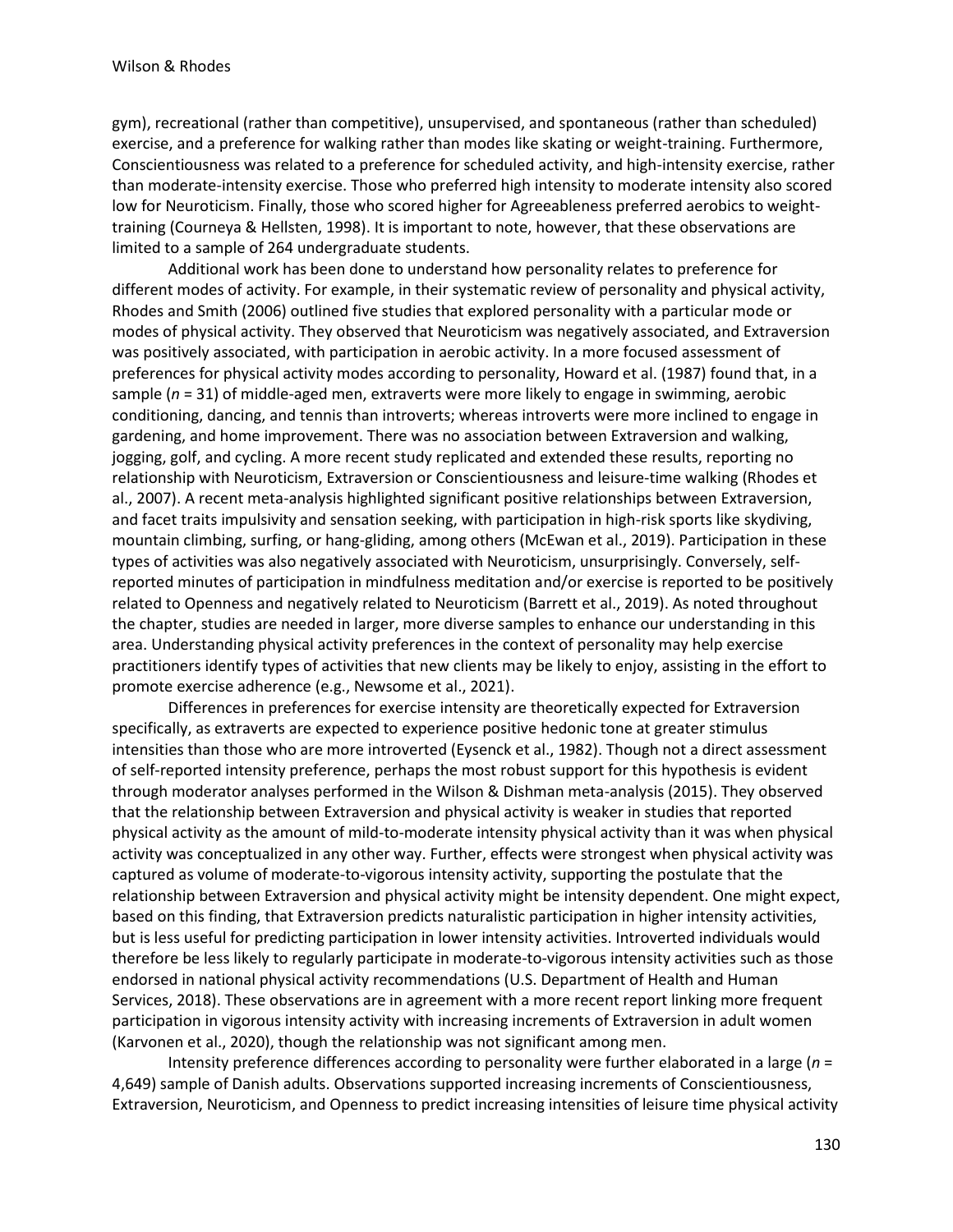gym), recreational (rather than competitive), unsupervised, and spontaneous (rather than scheduled) exercise, and a preference for walking rather than modes like skating or weight-training. Furthermore, Conscientiousness was related to a preference for scheduled activity, and high-intensity exercise, rather than moderate-intensity exercise. Those who preferred high intensity to moderate intensity also scored low for Neuroticism. Finally, those who scored higher for Agreeableness preferred aerobics to weight-training (Courneya & Hellsten, 1998). It is important to note, however, that these observations are limited to a sample of 264 undergraduate students.

Additional work has been done to understand how personality relates to preference for different modes of activity. For example, in their systematic review of personality and physical activity, Rhodes and Smith (2006) outlined five studies that explored personality with a particular mode or modes of physical activity. They observed that Neuroticism was negatively associated, and Extraversion was positively associated, with participation in aerobic activity. In a more focused assessment of preferences for physical activity modes according to personality, Howard et al. (1987) found that, in a sample (*n* = 31) of middle-aged men, extraverts were more likely to engage in swimming, aerobic conditioning, dancing, and tennis than introverts; whereas introverts were more inclined to engage in gardening, and home improvement. There was no association between Extraversion and walking, jogging, golf, and cycling. A more recent study replicated and extended these results, reporting no relationship with Neuroticism, Extraversion or Conscientiousness and leisure-time walking (Rhodes et al., 2007). A recent meta-analysis highlighted significant positive relationships between Extraversion, and facet traits impulsivity and sensation seeking, with participation in high-risk sports like skydiving, mountain climbing, surfing, or hang-gliding, among others (McEwan et al., 2019). Participation in these types of activities was also negatively associated with Neuroticism, unsurprisingly. Conversely, self-reported minutes of participation in mindfulness meditation and/or exercise is reported to be positively related to Openness and negatively related to Neuroticism (Barrett et al., 2019). As noted throughout the chapter, studies are needed in larger, more diverse samples to enhance our understanding in this area. Understanding physical activity preferences in the context of personality may help exercise practitioners identify types of activities that new clients may be likely to enjoy, assisting in the effort to promote exercise adherence (e.g., Newsome et al., 2021).

Differences in preferences for exercise intensity are theoretically expected for Extraversion specifically, as extraverts are expected to experience positive hedonic tone at greater stimulus intensities than those who are more introverted (Eysenck et al., 1982). Though not a direct assessment of self-reported intensity preference, perhaps the most robust support for this hypothesis is evident through moderator analyses performed in the Wilson & Dishman meta-analysis (2015). They observed that the relationship between Extraversion and physical activity is weaker in studies that reported physical activity as the amount of mild-to-moderate intensity physical activity than it was when physical activity was conceptualized in any other way. Further, effects were strongest when physical activity was captured as volume of moderate-to-vigorous intensity activity, supporting the postulate that the relationship between Extraversion and physical activity might be intensity dependent. One might expect, based on this finding, that Extraversion predicts naturalistic participation in higher intensity activities, but is less useful for predicting participation in lower intensity activities. Introverted individuals would therefore be less likely to regularly participate in moderate-to-vigorous intensity activities such as those endorsed in national physical activity recommendations (U.S. Department of Health and Human Services, 2018). These observations are in agreement with a more recent report linking more frequent participation in vigorous intensity activity with increasing increments of Extraversion in adult women (Karvonen et al., 2020), though the relationship was not significant among men.

Intensity preference differences according to personality were further elaborated in a large (*n* = 4,649) sample of Danish adults. Observations supported increasing increments of Conscientiousness, Extraversion, Neuroticism, and Openness to predict increasing intensities of leisure time physical activity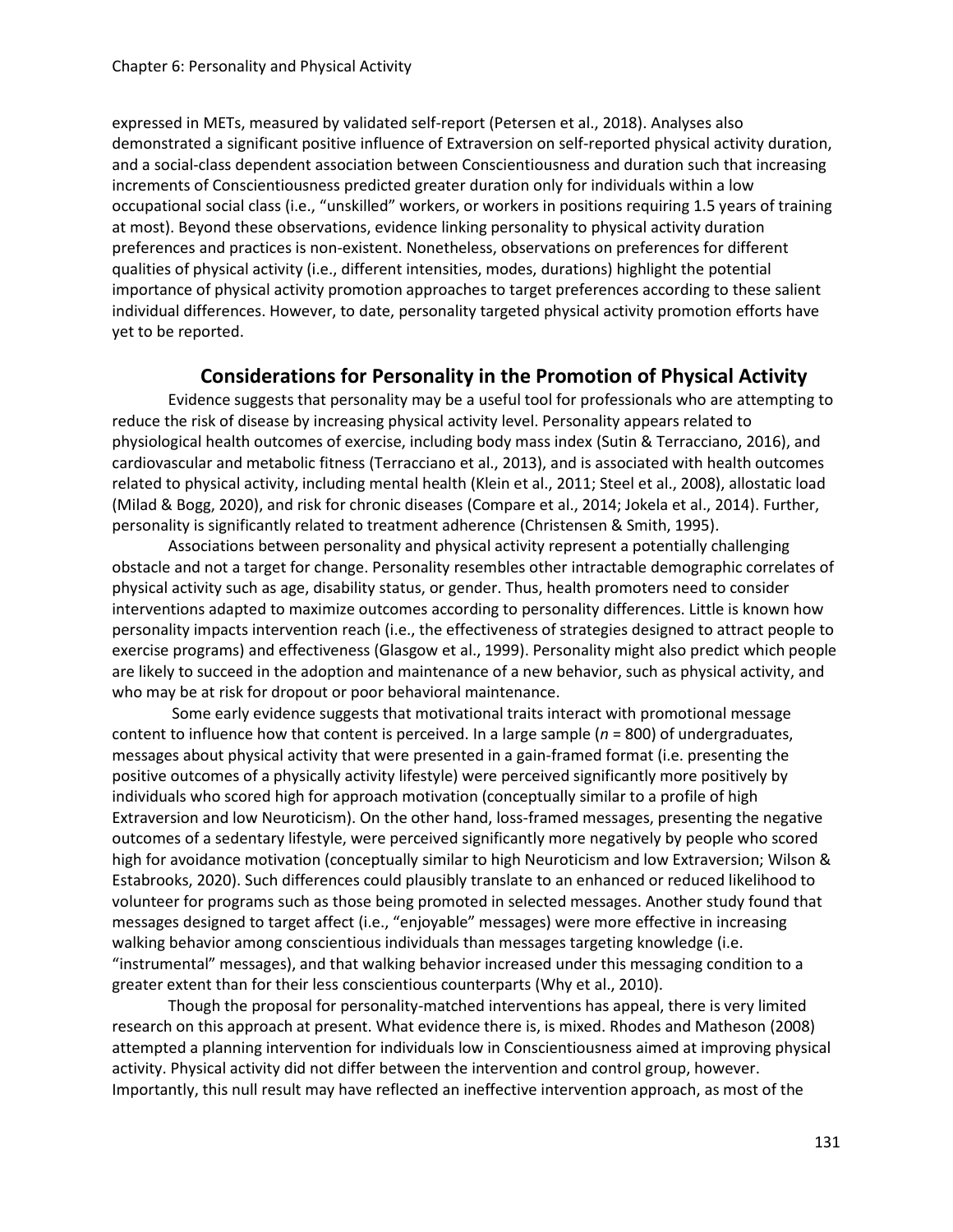expressed in METs, measured by validated self-report (Petersen et al., 2018). Analyses also demonstrated a significant positive influence of Extraversion on self-reported physical activity duration, and a social-class dependent association between Conscientiousness and duration such that increasing increments of Conscientiousness predicted greater duration only for individuals within a low occupational social class (i.e., "unskilled" workers, or workers in positions requiring 1.5 years of training at most). Beyond these observations, evidence linking personality to physical activity duration preferences and practices is non-existent. Nonetheless, observations on preferences for different qualities of physical activity (i.e., different intensities, modes, durations) highlight the potential importance of physical activity promotion approaches to target preferences according to these salient individual differences. However, to date, personality targeted physical activity promotion efforts have yet to be reported.

## Considerations for Personality in the Promotion of Physical Activity

Evidence suggests that personality may be a useful tool for professionals who are attempting to reduce the risk of disease by increasing physical activity level. Personality appears related to physiological health outcomes of exercise, including body mass index (Sutin & Terracciano, 2016), and cardiovascular and metabolic fitness (Terracciano et al., 2013), and is associated with health outcomes related to physical activity, including mental health (Klein et al., 2011; Steel et al., 2008), allostatic load (Milad & Bogg, 2020), and risk for chronic diseases (Compare et al., 2014; Jokela et al., 2014). Further, personality is significantly related to treatment adherence (Christensen & Smith, 1995).

Associations between personality and physical activity represent a potentially challenging obstacle and not a target for change. Personality resembles other intractable demographic correlates of physical activity such as age, disability status, or gender. Thus, health promoters need to consider interventions adapted to maximize outcomes according to personality differences. Little is known how personality impacts intervention reach (i.e., the effectiveness of strategies designed to attract people to exercise programs) and effectiveness (Glasgow et al., 1999). Personality might also predict which people are likely to succeed in the adoption and maintenance of a new behavior, such as physical activity, and who may be at risk for dropout or poor behavioral maintenance.

Some early evidence suggests that motivational traits interact with promotional message content to influence how that content is perceived. In a large sample (*n* = 800) of undergraduates, messages about physical activity that were presented in a gain-framed format (i.e. presenting the positive outcomes of a physically activity lifestyle) were perceived significantly more positively by individuals who scored high for approach motivation (conceptually similar to a profile of high Extraversion and low Neuroticism). On the other hand, loss-framed messages, presenting the negative outcomes of a sedentary lifestyle, were perceived significantly more negatively by people who scored high for avoidance motivation (conceptually similar to high Neuroticism and low Extraversion; Wilson & Estabrooks, 2020). Such differences could plausibly translate to an enhanced or reduced likelihood to volunteer for programs such as those being promoted in selected messages. Another study found that messages designed to target affect (i.e., "enjoyable" messages) were more effective in increasing walking behavior among conscientious individuals than messages targeting knowledge (i.e. "instrumental" messages), and that walking behavior increased under this messaging condition to a greater extent than for their less conscientious counterparts (Why et al., 2010).

Though the proposal for personality-matched interventions has appeal, there is very limited research on this approach at present. What evidence there is, is mixed. Rhodes and Matheson (2008) attempted a planning intervention for individuals low in Conscientiousness aimed at improving physical activity. Physical activity did not differ between the intervention and control group, however. Importantly, this null result may have reflected an ineffective intervention approach, as most of the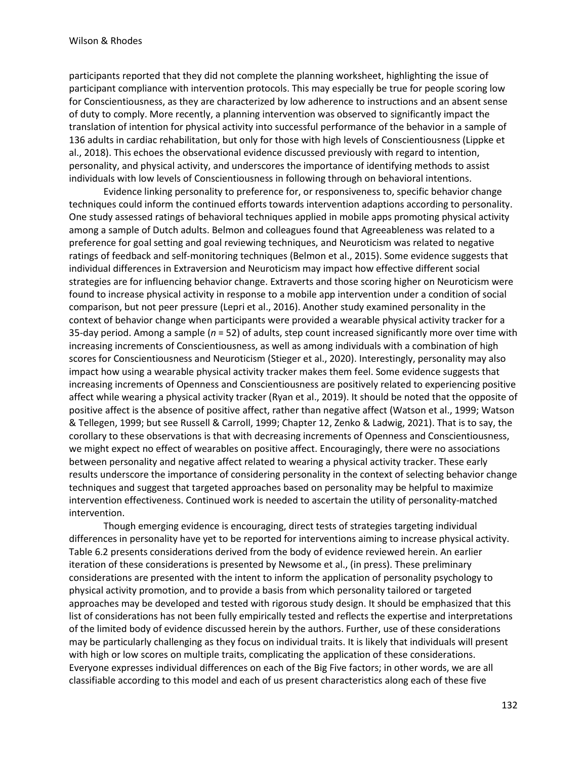participants reported that they did not complete the planning worksheet, highlighting the issue of participant compliance with intervention protocols. This may especially be true for people scoring low for Conscientiousness, as they are characterized by low adherence to instructions and an absent sense of duty to comply. More recently, a planning intervention was observed to significantly impact the translation of intention for physical activity into successful performance of the behavior in a sample of 136 adults in cardiac rehabilitation, but only for those with high levels of Conscientiousness (Lippke et al., 2018). This echoes the observational evidence discussed previously with regard to intention, personality, and physical activity, and underscores the importance of identifying methods to assist individuals with low levels of Conscientiousness in following through on behavioral intentions.

Evidence linking personality to preference for, or responsiveness to, specific behavior change techniques could inform the continued efforts towards intervention adaptions according to personality. One study assessed ratings of behavioral techniques applied in mobile apps promoting physical activity among a sample of Dutch adults. Belmon and colleagues found that Agreeableness was related to a preference for goal setting and goal reviewing techniques, and Neuroticism was related to negative ratings of feedback and self-monitoring techniques (Belmon et al., 2015). Some evidence suggests that individual differences in Extraversion and Neuroticism may impact how effective different social strategies are for influencing behavior change. Extraverts and those scoring higher on Neuroticism were found to increase physical activity in response to a mobile app intervention under a condition of social comparison, but not peer pressure (Lepri et al., 2016). Another study examined personality in the context of behavior change when participants were provided a wearable physical activity tracker for a 35-day period. Among a sample ($n$ = 52) of adults, step count increased significantly more over time with increasing increments of Conscientiousness, as well as among individuals with a combination of high scores for Conscientiousness and Neuroticism (Stieger et al., 2020). Interestingly, personality may also impact how using a wearable physical activity tracker makes them feel. Some evidence suggests that increasing increments of Openness and Conscientiousness are positively related to experiencing positive affect while wearing a physical activity tracker (Ryan et al., 2019). It should be noted that the opposite of positive affect is the absence of positive affect, rather than negative affect (Watson et al., 1999; Watson & Tellegen, 1999; but see Russell & Carroll, 1999; Chapter 12, Zenko & Ladwig, 2021). That is to say, the corollary to these observations is that with decreasing increments of Openness and Conscientiousness, we might expect no effect of wearables on positive affect. Encouragingly, there were no associations between personality and negative affect related to wearing a physical activity tracker. These early results underscore the importance of considering personality in the context of selecting behavior change techniques and suggest that targeted approaches based on personality may be helpful to maximize intervention effectiveness. Continued work is needed to ascertain the utility of personality-matched intervention.

Though emerging evidence is encouraging, direct tests of strategies targeting individual differences in personality have yet to be reported for interventions aiming to increase physical activity. Table 6.2 presents considerations derived from the body of evidence reviewed herein. An earlier iteration of these considerations is presented by Newsome et al., (in press). These preliminary considerations are presented with the intent to inform the application of personality psychology to physical activity promotion, and to provide a basis from which personality tailored or targeted approaches may be developed and tested with rigorous study design. It should be emphasized that this list of considerations has not been fully empirically tested and reflects the expertise and interpretations of the limited body of evidence discussed herein by the authors. Further, use of these considerations may be particularly challenging as they focus on individual traits. It is likely that individuals will present with high or low scores on multiple traits, complicating the application of these considerations. Everyone expresses individual differences on each of the Big Five factors; in other words, we are all classifiable according to this model and each of us present characteristics along each of these five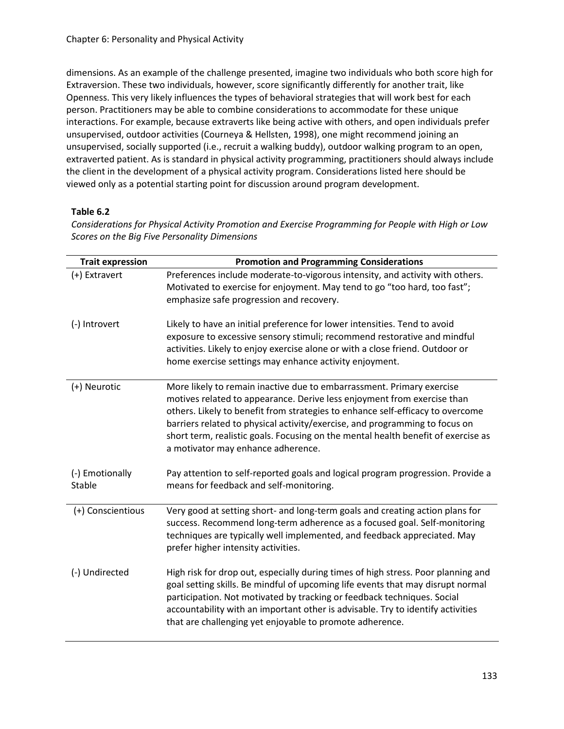dimensions. As an example of the challenge presented, imagine two individuals who both score high for Extraversion. These two individuals, however, score significantly differently for another trait, like Openness. This very likely influences the types of behavioral strategies that will work best for each person. Practitioners may be able to combine considerations to accommodate for these unique interactions. For example, because extraverts like being active with others, and open individuals prefer unsupervised, outdoor activities (Courneya & Hellsten, 1998), one might recommend joining an unsupervised, socially supported (i.e., recruit a walking buddy), outdoor walking program to an open, extraverted patient. As is standard in physical activity programming, practitioners should always include the client in the development of a physical activity program. Considerations listed here should be viewed only as a potential starting point for discussion around program development.

**Table 6.2**

*Considerations for Physical Activity Promotion and Exercise Programming for People with High or Low Scores on the Big Five Personality Dimensions*

| Trait expression | Promotion and Programming Considerations |
|---|---|
| (+) Extravert | Preferences include moderate-to-vigorous intensity, and activity with others. Motivated to exercise for enjoyment. May tend to go "too hard, too fast"; emphasize safe progression and recovery. |
| (-) Introvert | Likely to have an initial preference for lower intensities. Tend to avoid exposure to excessive sensory stimuli; recommend restorative and mindful activities. Likely to enjoy exercise alone or with a close friend. Outdoor or home exercise settings may enhance activity enjoyment. |
| (+) Neurotic | More likely to remain inactive due to embarrassment. Primary exercise motives related to appearance. Derive less enjoyment from exercise than others. Likely to benefit from strategies to enhance self-efficacy to overcome barriers related to physical activity/exercise, and programming to focus on short term, realistic goals. Focusing on the mental health benefit of exercise as a motivator may enhance adherence. |
| (-) Emotionally Stable | Pay attention to self-reported goals and logical program progression. Provide a means for feedback and self-monitoring. |
| (+) Conscientious | Very good at setting short- and long-term goals and creating action plans for success. Recommend long-term adherence as a focused goal. Self-monitoring techniques are typically well implemented, and feedback appreciated. May prefer higher intensity activities. |
| (-) Undirected | High risk for drop out, especially during times of high stress. Poor planning and goal setting skills. Be mindful of upcoming life events that may disrupt normal participation. Not motivated by tracking or feedback techniques. Social accountability with an important other is advisable. Try to identify activities that are challenging yet enjoyable to promote adherence. |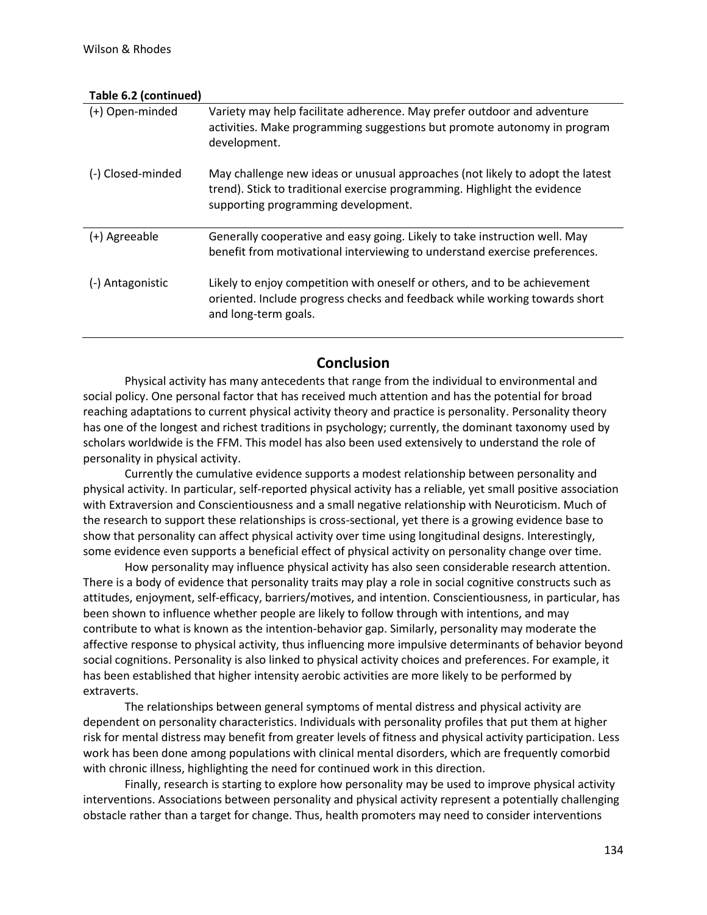**Table 6.2 (continued)**

| | |
|---|---|
| (+) Open-minded | Variety may help facilitate adherence. May prefer outdoor and adventure activities. Make programming suggestions but promote autonomy in program development. |
| (-) Closed-minded | May challenge new ideas or unusual approaches (not likely to adopt the latest trend). Stick to traditional exercise programming. Highlight the evidence supporting programming development. |
| (+) Agreeable | Generally cooperative and easy going. Likely to take instruction well. May benefit from motivational interviewing to understand exercise preferences. |
| (-) Antagonistic | Likely to enjoy competition with oneself or others, and to be achievement oriented. Include progress checks and feedback while working towards short and long-term goals. |

## Conclusion

Physical activity has many antecedents that range from the individual to environmental and social policy. One personal factor that has received much attention and has the potential for broad reaching adaptations to current physical activity theory and practice is personality. Personality theory has one of the longest and richest traditions in psychology; currently, the dominant taxonomy used by scholars worldwide is the FFM. This model has also been used extensively to understand the role of personality in physical activity.

Currently the cumulative evidence supports a modest relationship between personality and physical activity. In particular, self-reported physical activity has a reliable, yet small positive association with Extraversion and Conscientiousness and a small negative relationship with Neuroticism. Much of the research to support these relationships is cross-sectional, yet there is a growing evidence base to show that personality can affect physical activity over time using longitudinal designs. Interestingly, some evidence even supports a beneficial effect of physical activity on personality change over time.

How personality may influence physical activity has also seen considerable research attention. There is a body of evidence that personality traits may play a role in social cognitive constructs such as attitudes, enjoyment, self-efficacy, barriers/motives, and intention. Conscientiousness, in particular, has been shown to influence whether people are likely to follow through with intentions, and may contribute to what is known as the intention-behavior gap. Similarly, personality may moderate the affective response to physical activity, thus influencing more impulsive determinants of behavior beyond social cognitions. Personality is also linked to physical activity choices and preferences. For example, it has been established that higher intensity aerobic activities are more likely to be performed by extraverts.

The relationships between general symptoms of mental distress and physical activity are dependent on personality characteristics. Individuals with personality profiles that put them at higher risk for mental distress may benefit from greater levels of fitness and physical activity participation. Less work has been done among populations with clinical mental disorders, which are frequently comorbid with chronic illness, highlighting the need for continued work in this direction.

Finally, research is starting to explore how personality may be used to improve physical activity interventions. Associations between personality and physical activity represent a potentially challenging obstacle rather than a target for change. Thus, health promoters may need to consider interventions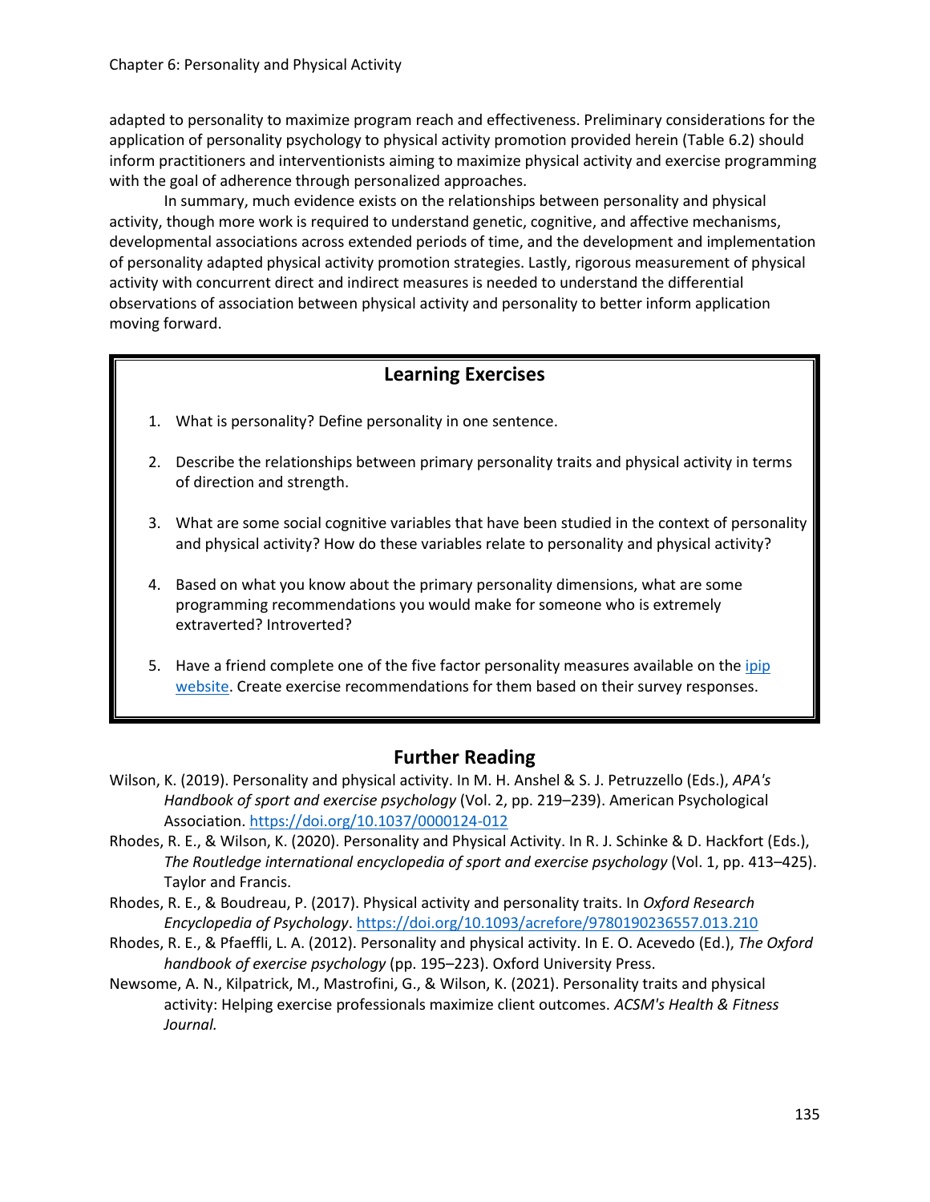adapted to personality to maximize program reach and effectiveness. Preliminary considerations for the application of personality psychology to physical activity promotion provided herein (Table 6.2) should inform practitioners and interventionists aiming to maximize physical activity and exercise programming with the goal of adherence through personalized approaches.

In summary, much evidence exists on the relationships between personality and physical activity, though more work is required to understand genetic, cognitive, and affective mechanisms, developmental associations across extended periods of time, and the development and implementation of personality adapted physical activity promotion strategies. Lastly, rigorous measurement of physical activity with concurrent direct and indirect measures is needed to understand the differential observations of association between physical activity and personality to better inform application moving forward.

## Learning Exercises

1. What is personality? Define personality in one sentence.
2. Describe the relationships between primary personality traits and physical activity in terms of direction and strength.
3. What are some social cognitive variables that have been studied in the context of personality and physical activity? How do these variables relate to personality and physical activity?
4. Based on what you know about the primary personality dimensions, what are some programming recommendations you would make for someone who is extremely extraverted? Introverted?
5. Have a friend complete one of the five factor personality measures available on the ipip website. Create exercise recommendations for them based on their survey responses.

## Further Reading

Wilson, K. (2019). Personality and physical activity. In M. H. Anshel & S. J. Petruzzello (Eds.), *APA's Handbook of sport and exercise psychology* (Vol. 2, pp. 219–239). American Psychological Association. https://doi.org/10.1037/0000124-012

Rhodes, R. E., & Wilson, K. (2020). Personality and Physical Activity. In R. J. Schinke & D. Hackfort (Eds.), *The Routledge international encyclopedia of sport and exercise psychology* (Vol. 1, pp. 413–425). Taylor and Francis.

Rhodes, R. E., & Boudreau, P. (2017). Physical activity and personality traits. In *Oxford Research Encyclopedia of Psychology*. https://doi.org/10.1093/acrefore/9780190236557.013.210

Rhodes, R. E., & Pfaeffli, L. A. (2012). Personality and physical activity. In E. O. Acevedo (Ed.), *The Oxford handbook of exercise psychology* (pp. 195–223). Oxford University Press.

Newsome, A. N., Kilpatrick, M., Mastrofini, G., & Wilson, K. (2021). Personality traits and physical activity: Helping exercise professionals maximize client outcomes. *ACSM's Health & Fitness Journal.*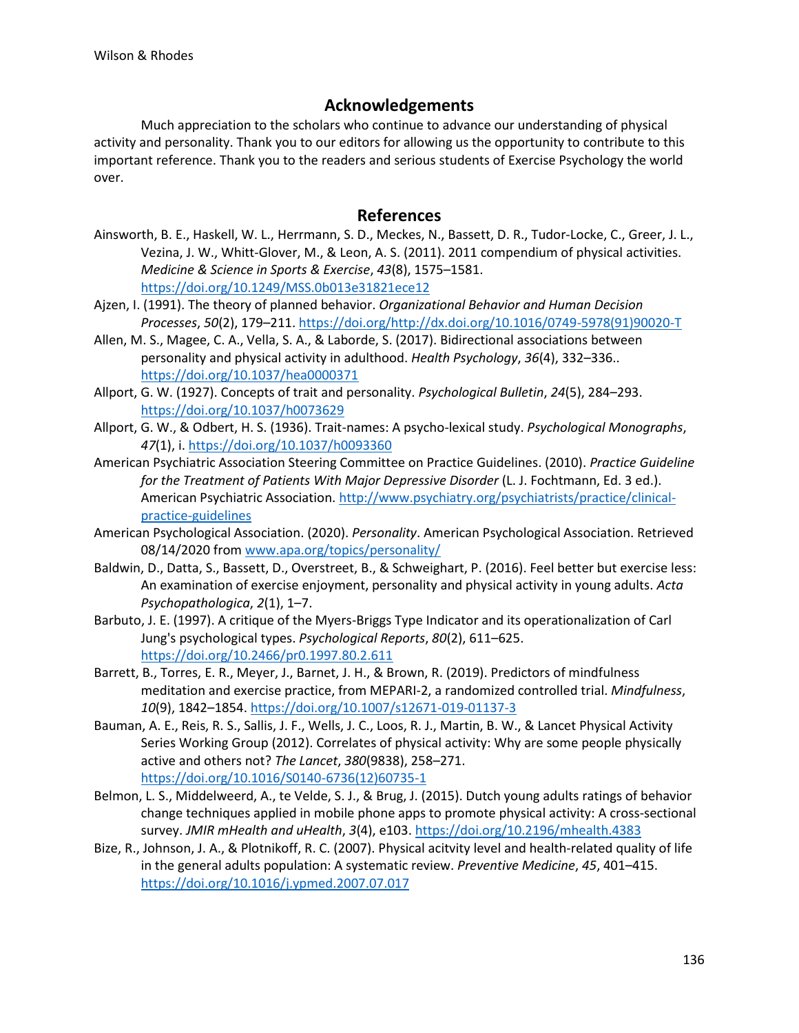## Acknowledgements

Much appreciation to the scholars who continue to advance our understanding of physical activity and personality. Thank you to our editors for allowing us the opportunity to contribute to this important reference. Thank you to the readers and serious students of Exercise Psychology the world over.

## References

Ainsworth, B. E., Haskell, W. L., Herrmann, S. D., Meckes, N., Bassett, D. R., Tudor-Locke, C., Greer, J. L., Vezina, J. W., Whitt-Glover, M., & Leon, A. S. (2011). 2011 compendium of physical activities. *Medicine & Science in Sports & Exercise*, *43*(8), 1575–1581. https://doi.org/10.1249/MSS.0b013e31821ece12

Ajzen, I. (1991). The theory of planned behavior. *Organizational Behavior and Human Decision Processes*, *50*(2), 179–211. https://doi.org/http://dx.doi.org/10.1016/0749-5978(91)90020-T

Allen, M. S., Magee, C. A., Vella, S. A., & Laborde, S. (2017). Bidirectional associations between personality and physical activity in adulthood. *Health Psychology*, *36*(4), 332–336.. https://doi.org/10.1037/hea0000371

Allport, G. W. (1927). Concepts of trait and personality. *Psychological Bulletin*, *24*(5), 284–293. https://doi.org/10.1037/h0073629

Allport, G. W., & Odbert, H. S. (1936). Trait-names: A psycho-lexical study. *Psychological Monographs*, *47*(1), i. https://doi.org/10.1037/h0093360

American Psychiatric Association Steering Committee on Practice Guidelines. (2010). *Practice Guideline for the Treatment of Patients With Major Depressive Disorder* (L. J. Fochtmann, Ed. 3 ed.). American Psychiatric Association. http://www.psychiatry.org/psychiatrists/practice/clinical-practice-guidelines

American Psychological Association. (2020). *Personality*. American Psychological Association. Retrieved 08/14/2020 from www.apa.org/topics/personality/

Baldwin, D., Datta, S., Bassett, D., Overstreet, B., & Schweighart, P. (2016). Feel better but exercise less: An examination of exercise enjoyment, personality and physical activity in young adults. *Acta Psychopathologica*, *2*(1), 1–7.

Barbuto, J. E. (1997). A critique of the Myers-Briggs Type Indicator and its operationalization of Carl Jung's psychological types. *Psychological Reports*, *80*(2), 611–625. https://doi.org/10.2466/pr0.1997.80.2.611

Barrett, B., Torres, E. R., Meyer, J., Barnet, J. H., & Brown, R. (2019). Predictors of mindfulness meditation and exercise practice, from MEPARI-2, a randomized controlled trial. *Mindfulness*, *10*(9), 1842–1854. https://doi.org/10.1007/s12671-019-01137-3

Bauman, A. E., Reis, R. S., Sallis, J. F., Wells, J. C., Loos, R. J., Martin, B. W., & Lancet Physical Activity Series Working Group (2012). Correlates of physical activity: Why are some people physically active and others not? *The Lancet*, *380*(9838), 258–271. https://doi.org/10.1016/S0140-6736(12)60735-1

Belmon, L. S., Middelweerd, A., te Velde, S. J., & Brug, J. (2015). Dutch young adults ratings of behavior change techniques applied in mobile phone apps to promote physical activity: A cross-sectional survey. *JMIR mHealth and uHealth*, *3*(4), e103. https://doi.org/10.2196/mhealth.4383

Bize, R., Johnson, J. A., & Plotnikoff, R. C. (2007). Physical acitvity level and health-related quality of life in the general adults population: A systematic review. *Preventive Medicine*, *45*, 401–415. https://doi.org/10.1016/j.ypmed.2007.07.017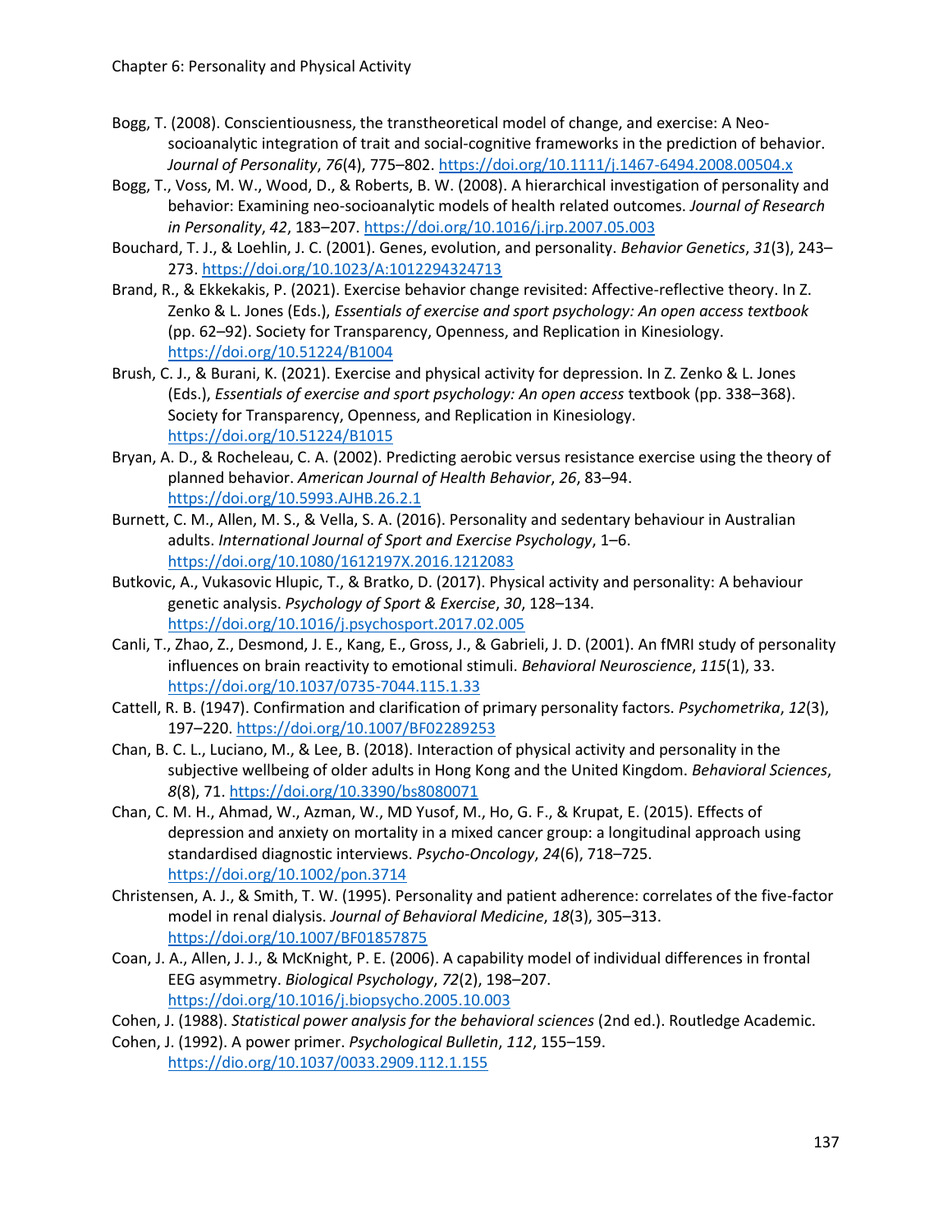Bogg, T. (2008). Conscientiousness, the transtheoretical model of change, and exercise: A Neo-socioanalytic integration of trait and social-cognitive frameworks in the prediction of behavior. *Journal of Personality*, *76*(4), 775–802. https://doi.org/10.1111/j.1467-6494.2008.00504.x

Bogg, T., Voss, M. W., Wood, D., & Roberts, B. W. (2008). A hierarchical investigation of personality and behavior: Examining neo-socioanalytic models of health related outcomes. *Journal of Research in Personality*, *42*, 183–207. https://doi.org/10.1016/j.jrp.2007.05.003

Bouchard, T. J., & Loehlin, J. C. (2001). Genes, evolution, and personality. *Behavior Genetics*, *31*(3), 243–273. https://doi.org/10.1023/A:1012294324713

Brand, R., & Ekkekakis, P. (2021). Exercise behavior change revisited: Affective-reflective theory. In Z. Zenko & L. Jones (Eds.), *Essentials of exercise and sport psychology: An open access textbook* (pp. 62–92). Society for Transparency, Openness, and Replication in Kinesiology. https://doi.org/10.51224/B1004

Brush, C. J., & Burani, K. (2021). Exercise and physical activity for depression. In Z. Zenko & L. Jones (Eds.), *Essentials of exercise and sport psychology: An open access* textbook (pp. 338–368). Society for Transparency, Openness, and Replication in Kinesiology. https://doi.org/10.51224/B1015

Bryan, A. D., & Rocheleau, C. A. (2002). Predicting aerobic versus resistance exercise using the theory of planned behavior. *American Journal of Health Behavior*, *26*, 83–94. https://doi.org/10.5993.AJHB.26.2.1

Burnett, C. M., Allen, M. S., & Vella, S. A. (2016). Personality and sedentary behaviour in Australian adults. *International Journal of Sport and Exercise Psychology*, 1–6. https://doi.org/10.1080/1612197X.2016.1212083

Butkovic, A., Vukasovic Hlupic, T., & Bratko, D. (2017). Physical activity and personality: A behaviour genetic analysis. *Psychology of Sport & Exercise*, *30*, 128–134. https://doi.org/10.1016/j.psychosport.2017.02.005

Canli, T., Zhao, Z., Desmond, J. E., Kang, E., Gross, J., & Gabrieli, J. D. (2001). An fMRI study of personality influences on brain reactivity to emotional stimuli. *Behavioral Neuroscience*, *115*(1), 33. https://doi.org/10.1037/0735-7044.115.1.33

Cattell, R. B. (1947). Confirmation and clarification of primary personality factors. *Psychometrika*, *12*(3), 197–220. https://doi.org/10.1007/BF02289253

Chan, B. C. L., Luciano, M., & Lee, B. (2018). Interaction of physical activity and personality in the subjective wellbeing of older adults in Hong Kong and the United Kingdom. *Behavioral Sciences*, *8*(8), 71. https://doi.org/10.3390/bs8080071

Chan, C. M. H., Ahmad, W., Azman, W., MD Yusof, M., Ho, G. F., & Krupat, E. (2015). Effects of depression and anxiety on mortality in a mixed cancer group: a longitudinal approach using standardised diagnostic interviews. *Psycho-Oncology*, *24*(6), 718–725. https://doi.org/10.1002/pon.3714

Christensen, A. J., & Smith, T. W. (1995). Personality and patient adherence: correlates of the five-factor model in renal dialysis. *Journal of Behavioral Medicine*, *18*(3), 305–313. https://doi.org/10.1007/BF01857875

Coan, J. A., Allen, J. J., & McKnight, P. E. (2006). A capability model of individual differences in frontal EEG asymmetry. *Biological Psychology*, *72*(2), 198–207. https://doi.org/10.1016/j.biopsycho.2005.10.003

Cohen, J. (1988). *Statistical power analysis for the behavioral sciences* (2nd ed.). Routledge Academic.

Cohen, J. (1992). A power primer. *Psychological Bulletin*, *112*, 155–159. https://dio.org/10.1037/0033.2909.112.1.155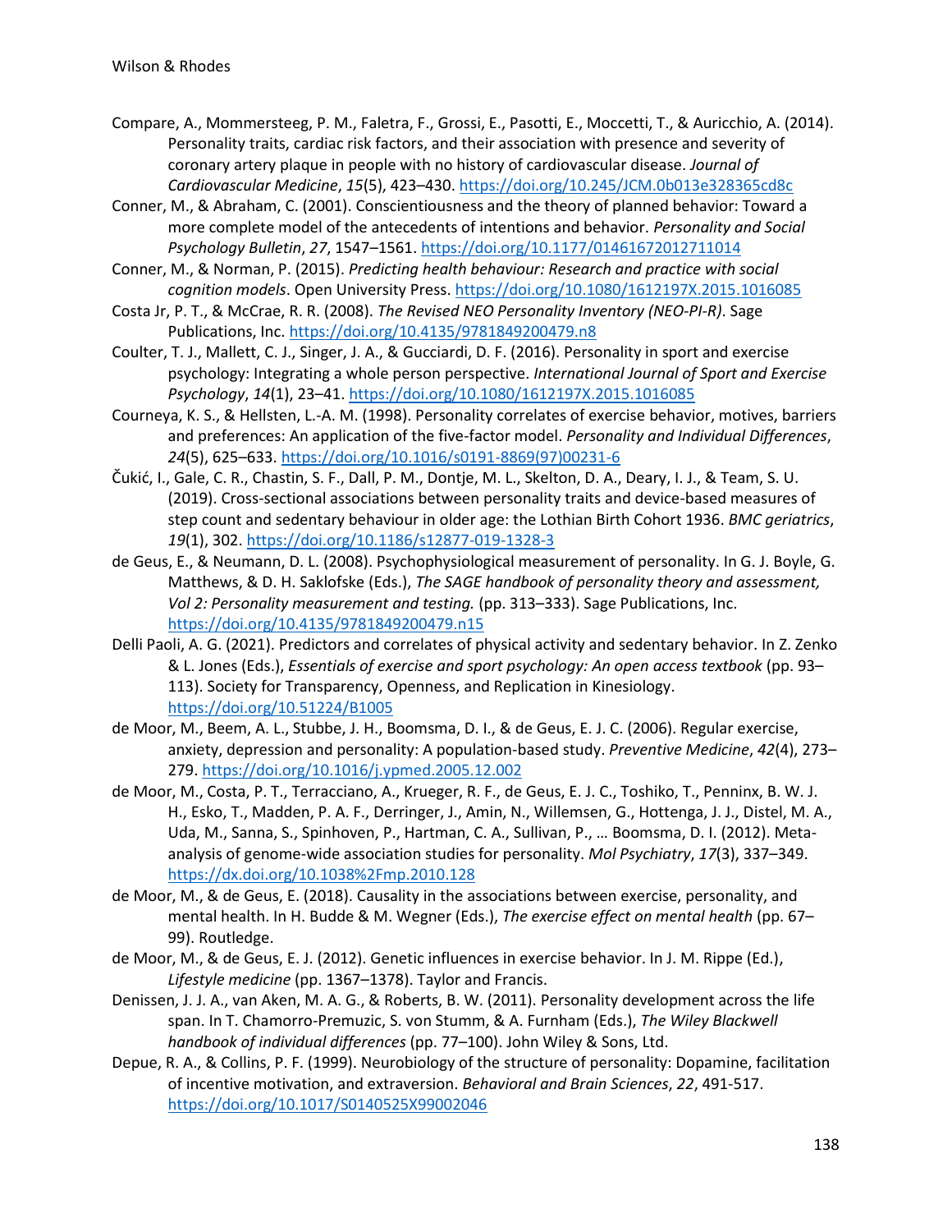Compare, A., Mommersteeg, P. M., Faletra, F., Grossi, E., Pasotti, E., Moccetti, T., & Auricchio, A. (2014). Personality traits, cardiac risk factors, and their association with presence and severity of coronary artery plaque in people with no history of cardiovascular disease. *Journal of Cardiovascular Medicine*, *15*(5), 423–430. https://doi.org/10.245/JCM.0b013e328365cd8c

Conner, M., & Abraham, C. (2001). Conscientiousness and the theory of planned behavior: Toward a more complete model of the antecedents of intentions and behavior. *Personality and Social Psychology Bulletin*, *27*, 1547–1561. https://doi.org/10.1177/01461672012711014

Conner, M., & Norman, P. (2015). *Predicting health behaviour: Research and practice with social cognition models*. Open University Press. https://doi.org/10.1080/1612197X.2015.1016085

Costa Jr, P. T., & McCrae, R. R. (2008). *The Revised NEO Personality Inventory (NEO-PI-R)*. Sage Publications, Inc. https://doi.org/10.4135/9781849200479.n8

Coulter, T. J., Mallett, C. J., Singer, J. A., & Gucciardi, D. F. (2016). Personality in sport and exercise psychology: Integrating a whole person perspective. *International Journal of Sport and Exercise Psychology*, *14*(1), 23–41. https://doi.org/10.1080/1612197X.2015.1016085

Courneya, K. S., & Hellsten, L.-A. M. (1998). Personality correlates of exercise behavior, motives, barriers and preferences: An application of the five-factor model. *Personality and Individual Differences*, *24*(5), 625–633. https://doi.org/10.1016/s0191-8869(97)00231-6

Čukić, I., Gale, C. R., Chastin, S. F., Dall, P. M., Dontje, M. L., Skelton, D. A., Deary, I. J., & Team, S. U. (2019). Cross-sectional associations between personality traits and device-based measures of step count and sedentary behaviour in older age: the Lothian Birth Cohort 1936. *BMC geriatrics*, *19*(1), 302. https://doi.org/10.1186/s12877-019-1328-3

de Geus, E., & Neumann, D. L. (2008). Psychophysiological measurement of personality. In G. J. Boyle, G. Matthews, & D. H. Saklofske (Eds.), *The SAGE handbook of personality theory and assessment, Vol 2: Personality measurement and testing.* (pp. 313–333). Sage Publications, Inc. https://doi.org/10.4135/9781849200479.n15

Delli Paoli, A. G. (2021). Predictors and correlates of physical activity and sedentary behavior. In Z. Zenko & L. Jones (Eds.), *Essentials of exercise and sport psychology: An open access textbook* (pp. 93–113). Society for Transparency, Openness, and Replication in Kinesiology. https://doi.org/10.51224/B1005

de Moor, M., Beem, A. L., Stubbe, J. H., Boomsma, D. I., & de Geus, E. J. C. (2006). Regular exercise, anxiety, depression and personality: A population-based study. *Preventive Medicine*, *42*(4), 273–279. https://doi.org/10.1016/j.ypmed.2005.12.002

de Moor, M., Costa, P. T., Terracciano, A., Krueger, R. F., de Geus, E. J. C., Toshiko, T., Penninx, B. W. J. H., Esko, T., Madden, P. A. F., Derringer, J., Amin, N., Willemsen, G., Hottenga, J. J., Distel, M. A., Uda, M., Sanna, S., Spinhoven, P., Hartman, C. A., Sullivan, P., … Boomsma, D. I. (2012). Meta-analysis of genome-wide association studies for personality. *Mol Psychiatry*, *17*(3), 337–349. https://dx.doi.org/10.1038%2Fmp.2010.128

de Moor, M., & de Geus, E. (2018). Causality in the associations between exercise, personality, and mental health. In H. Budde & M. Wegner (Eds.), *The exercise effect on mental health* (pp. 67–99). Routledge.

de Moor, M., & de Geus, E. J. (2012). Genetic influences in exercise behavior. In J. M. Rippe (Ed.), *Lifestyle medicine* (pp. 1367–1378). Taylor and Francis.

Denissen, J. J. A., van Aken, M. A. G., & Roberts, B. W. (2011). Personality development across the life span. In T. Chamorro-Premuzic, S. von Stumm, & A. Furnham (Eds.), *The Wiley Blackwell handbook of individual differences* (pp. 77–100). John Wiley & Sons, Ltd.

Depue, R. A., & Collins, P. F. (1999). Neurobiology of the structure of personality: Dopamine, facilitation of incentive motivation, and extraversion. *Behavioral and Brain Sciences*, *22*, 491-517. https://doi.org/10.1017/S0140525X99002046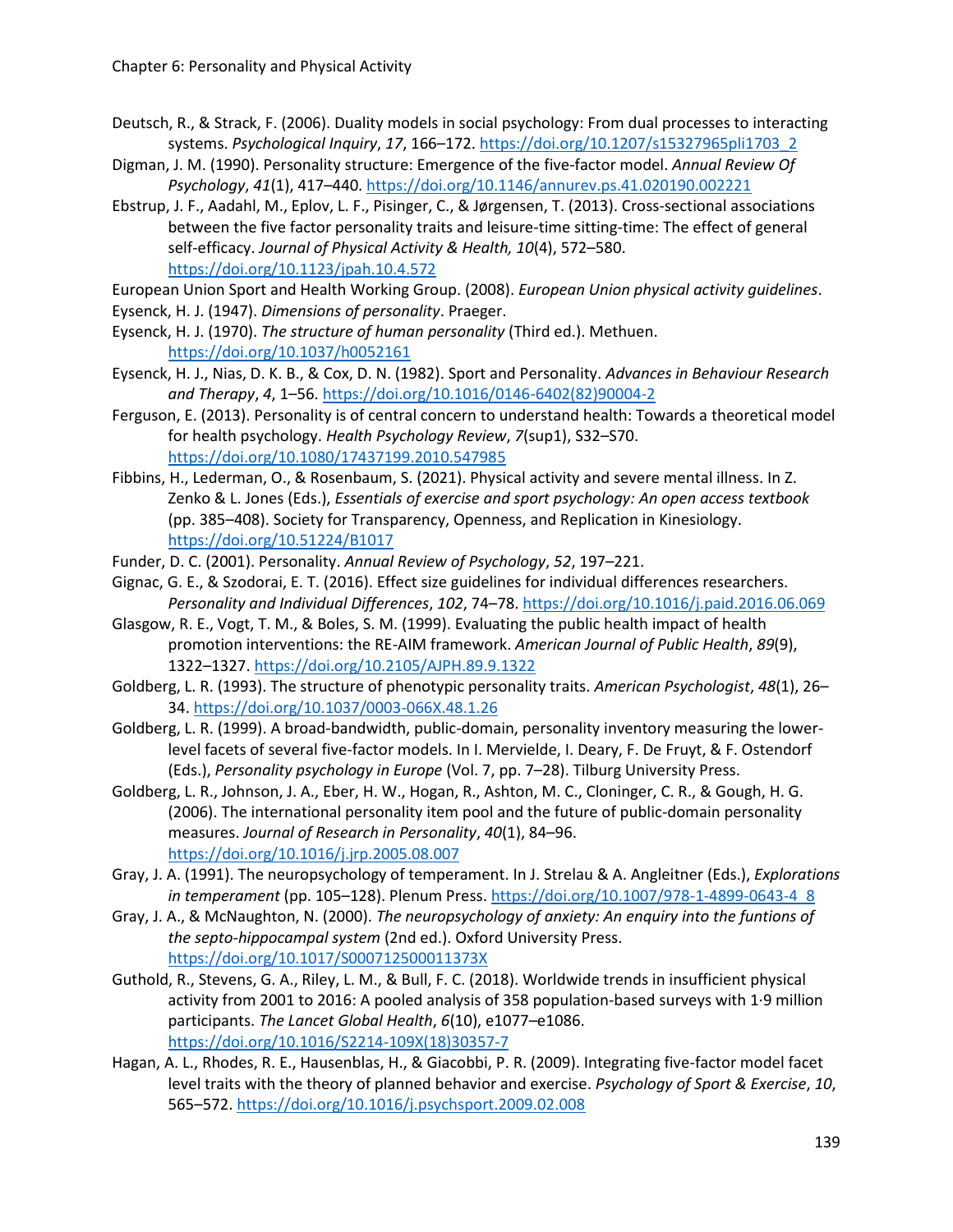Deutsch, R., & Strack, F. (2006). Duality models in social psychology: From dual processes to interacting systems. *Psychological Inquiry*, *17*, 166–172. https://doi.org/10.1207/s15327965pli1703_2

Digman, J. M. (1990). Personality structure: Emergence of the five-factor model. *Annual Review Of Psychology*, *41*(1), 417–440. https://doi.org/10.1146/annurev.ps.41.020190.002221

Ebstrup, J. F., Aadahl, M., Eplov, L. F., Pisinger, C., & Jørgensen, T. (2013). Cross-sectional associations between the five factor personality traits and leisure-time sitting-time: The effect of general self-efficacy. *Journal of Physical Activity & Health, 10*(4), 572–580. https://doi.org/10.1123/jpah.10.4.572

European Union Sport and Health Working Group. (2008). *European Union physical activity guidelines*.

Eysenck, H. J. (1947). *Dimensions of personality*. Praeger.

Eysenck, H. J. (1970). *The structure of human personality* (Third ed.). Methuen. https://doi.org/10.1037/h0052161

Eysenck, H. J., Nias, D. K. B., & Cox, D. N. (1982). Sport and Personality. *Advances in Behaviour Research and Therapy*, *4*, 1–56. https://doi.org/10.1016/0146-6402(82)90004-2

Ferguson, E. (2013). Personality is of central concern to understand health: Towards a theoretical model for health psychology. *Health Psychology Review*, *7*(sup1), S32–S70. https://doi.org/10.1080/17437199.2010.547985

Fibbins, H., Lederman, O., & Rosenbaum, S. (2021). Physical activity and severe mental illness. In Z. Zenko & L. Jones (Eds.), *Essentials of exercise and sport psychology: An open access textbook* (pp. 385–408). Society for Transparency, Openness, and Replication in Kinesiology. https://doi.org/10.51224/B1017

Funder, D. C. (2001). Personality. *Annual Review of Psychology*, *52*, 197–221.

Gignac, G. E., & Szodorai, E. T. (2016). Effect size guidelines for individual differences researchers. *Personality and Individual Differences*, *102*, 74–78. https://doi.org/10.1016/j.paid.2016.06.069

Glasgow, R. E., Vogt, T. M., & Boles, S. M. (1999). Evaluating the public health impact of health promotion interventions: the RE-AIM framework. *American Journal of Public Health*, *89*(9), 1322–1327. https://doi.org/10.2105/AJPH.89.9.1322

Goldberg, L. R. (1993). The structure of phenotypic personality traits. *American Psychologist*, *48*(1), 26–34. https://doi.org/10.1037/0003-066X.48.1.26

Goldberg, L. R. (1999). A broad-bandwidth, public-domain, personality inventory measuring the lower-level facets of several five-factor models. In I. Mervielde, I. Deary, F. De Fruyt, & F. Ostendorf (Eds.), *Personality psychology in Europe* (Vol. 7, pp. 7–28). Tilburg University Press.

Goldberg, L. R., Johnson, J. A., Eber, H. W., Hogan, R., Ashton, M. C., Cloninger, C. R., & Gough, H. G. (2006). The international personality item pool and the future of public-domain personality measures. *Journal of Research in Personality*, *40*(1), 84–96. https://doi.org/10.1016/j.jrp.2005.08.007

Gray, J. A. (1991). The neuropsychology of temperament. In J. Strelau & A. Angleitner (Eds.), *Explorations in temperament* (pp. 105–128). Plenum Press. https://doi.org/10.1007/978-1-4899-0643-4_8

Gray, J. A., & McNaughton, N. (2000). *The neuropsychology of anxiety: An enquiry into the funtions of the septo-hippocampal system* (2nd ed.). Oxford University Press. https://doi.org/10.1017/S000712500011373X

Guthold, R., Stevens, G. A., Riley, L. M., & Bull, F. C. (2018). Worldwide trends in insufficient physical activity from 2001 to 2016: A pooled analysis of 358 population-based surveys with 1·9 million participants. *The Lancet Global Health*, *6*(10), e1077–e1086. https://doi.org/10.1016/S2214-109X(18)30357-7

Hagan, A. L., Rhodes, R. E., Hausenblas, H., & Giacobbi, P. R. (2009). Integrating five-factor model facet level traits with the theory of planned behavior and exercise. *Psychology of Sport & Exercise*, *10*, 565–572. https://doi.org/10.1016/j.psychsport.2009.02.008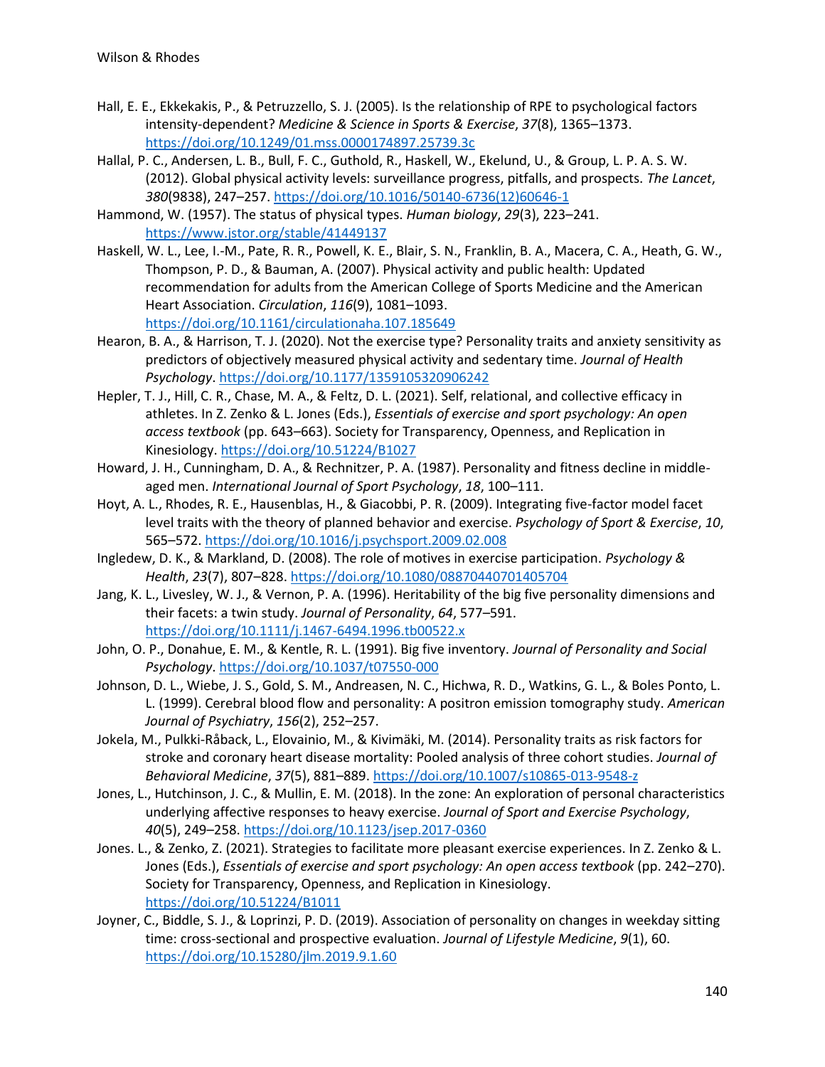Hall, E. E., Ekkekakis, P., & Petruzzello, S. J. (2005). Is the relationship of RPE to psychological factors intensity-dependent? *Medicine & Science in Sports & Exercise*, *37*(8), 1365–1373. https://doi.org/10.1249/01.mss.0000174897.25739.3c

Hallal, P. C., Andersen, L. B., Bull, F. C., Guthold, R., Haskell, W., Ekelund, U., & Group, L. P. A. S. W. (2012). Global physical activity levels: surveillance progress, pitfalls, and prospects. *The Lancet*, *380*(9838), 247–257. https://doi.org/10.1016/50140-6736(12)60646-1

Hammond, W. (1957). The status of physical types. *Human biology*, *29*(3), 223–241. https://www.jstor.org/stable/41449137

Haskell, W. L., Lee, I.-M., Pate, R. R., Powell, K. E., Blair, S. N., Franklin, B. A., Macera, C. A., Heath, G. W., Thompson, P. D., & Bauman, A. (2007). Physical activity and public health: Updated recommendation for adults from the American College of Sports Medicine and the American Heart Association. *Circulation*, *116*(9), 1081–1093. https://doi.org/10.1161/circulationaha.107.185649

Hearon, B. A., & Harrison, T. J. (2020). Not the exercise type? Personality traits and anxiety sensitivity as predictors of objectively measured physical activity and sedentary time. *Journal of Health Psychology*. https://doi.org/10.1177/1359105320906242

Hepler, T. J., Hill, C. R., Chase, M. A., & Feltz, D. L. (2021). Self, relational, and collective efficacy in athletes. In Z. Zenko & L. Jones (Eds.), *Essentials of exercise and sport psychology: An open access textbook* (pp. 643–663). Society for Transparency, Openness, and Replication in Kinesiology. https://doi.org/10.51224/B1027

Howard, J. H., Cunningham, D. A., & Rechnitzer, P. A. (1987). Personality and fitness decline in middle-aged men. *International Journal of Sport Psychology*, *18*, 100–111.

Hoyt, A. L., Rhodes, R. E., Hausenblas, H., & Giacobbi, P. R. (2009). Integrating five-factor model facet level traits with the theory of planned behavior and exercise. *Psychology of Sport & Exercise*, *10*, 565–572. https://doi.org/10.1016/j.psychsport.2009.02.008

Ingledew, D. K., & Markland, D. (2008). The role of motives in exercise participation. *Psychology & Health*, *23*(7), 807–828. https://doi.org/10.1080/08870440701405704

Jang, K. L., Livesley, W. J., & Vernon, P. A. (1996). Heritability of the big five personality dimensions and their facets: a twin study. *Journal of Personality*, *64*, 577–591. https://doi.org/10.1111/j.1467-6494.1996.tb00522.x

John, O. P., Donahue, E. M., & Kentle, R. L. (1991). Big five inventory. *Journal of Personality and Social Psychology*. https://doi.org/10.1037/t07550-000

Johnson, D. L., Wiebe, J. S., Gold, S. M., Andreasen, N. C., Hichwa, R. D., Watkins, G. L., & Boles Ponto, L. L. (1999). Cerebral blood flow and personality: A positron emission tomography study. *American Journal of Psychiatry*, *156*(2), 252–257.

Jokela, M., Pulkki-Råback, L., Elovainio, M., & Kivimäki, M. (2014). Personality traits as risk factors for stroke and coronary heart disease mortality: Pooled analysis of three cohort studies. *Journal of Behavioral Medicine*, *37*(5), 881–889. https://doi.org/10.1007/s10865-013-9548-z

Jones, L., Hutchinson, J. C., & Mullin, E. M. (2018). In the zone: An exploration of personal characteristics underlying affective responses to heavy exercise. *Journal of Sport and Exercise Psychology*, *40*(5), 249–258. https://doi.org/10.1123/jsep.2017-0360

Jones. L., & Zenko, Z. (2021). Strategies to facilitate more pleasant exercise experiences. In Z. Zenko & L. Jones (Eds.), *Essentials of exercise and sport psychology: An open access textbook* (pp. 242–270). Society for Transparency, Openness, and Replication in Kinesiology. https://doi.org/10.51224/B1011

Joyner, C., Biddle, S. J., & Loprinzi, P. D. (2019). Association of personality on changes in weekday sitting time: cross-sectional and prospective evaluation. *Journal of Lifestyle Medicine*, *9*(1), 60. https://doi.org/10.15280/jlm.2019.9.1.60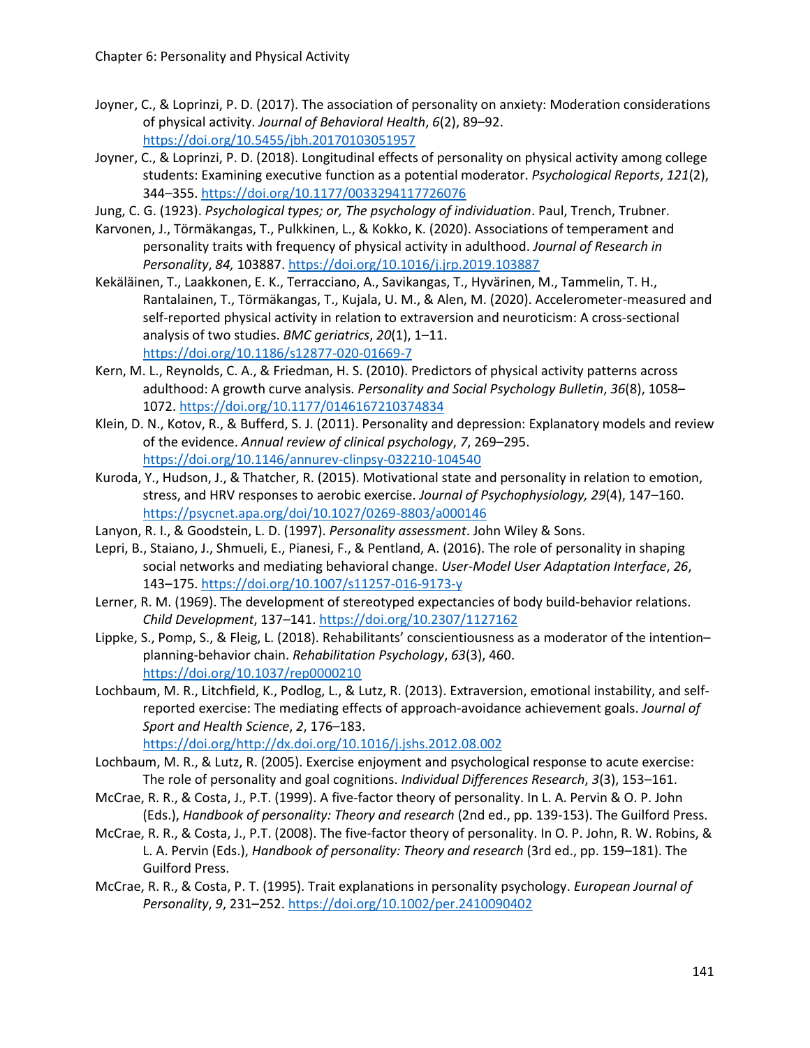Joyner, C., & Loprinzi, P. D. (2017). The association of personality on anxiety: Moderation considerations of physical activity. *Journal of Behavioral Health*, *6*(2), 89–92. https://doi.org/10.5455/jbh.20170103051957

Joyner, C., & Loprinzi, P. D. (2018). Longitudinal effects of personality on physical activity among college students: Examining executive function as a potential moderator. *Psychological Reports*, *121*(2), 344–355. https://doi.org/10.1177/0033294117726076

Jung, C. G. (1923). *Psychological types; or, The psychology of individuation*. Paul, Trench, Trubner.

Karvonen, J., Törmäkangas, T., Pulkkinen, L., & Kokko, K. (2020). Associations of temperament and personality traits with frequency of physical activity in adulthood. *Journal of Research in Personality*, *84,* 103887. https://doi.org/10.1016/j.jrp.2019.103887

Kekäläinen, T., Laakkonen, E. K., Terracciano, A., Savikangas, T., Hyvärinen, M., Tammelin, T. H., Rantalainen, T., Törmäkangas, T., Kujala, U. M., & Alen, M. (2020). Accelerometer-measured and self-reported physical activity in relation to extraversion and neuroticism: A cross-sectional analysis of two studies. *BMC geriatrics*, *20*(1), 1–11. https://doi.org/10.1186/s12877-020-01669-7

Kern, M. L., Reynolds, C. A., & Friedman, H. S. (2010). Predictors of physical activity patterns across adulthood: A growth curve analysis. *Personality and Social Psychology Bulletin*, *36*(8), 1058–1072. https://doi.org/10.1177/0146167210374834

Klein, D. N., Kotov, R., & Bufferd, S. J. (2011). Personality and depression: Explanatory models and review of the evidence. *Annual review of clinical psychology*, *7*, 269–295. https://doi.org/10.1146/annurev-clinpsy-032210-104540

Kuroda, Y., Hudson, J., & Thatcher, R. (2015). Motivational state and personality in relation to emotion, stress, and HRV responses to aerobic exercise. *Journal of Psychophysiology, 29*(4), 147–160. https://psycnet.apa.org/doi/10.1027/0269-8803/a000146

Lanyon, R. I., & Goodstein, L. D. (1997). *Personality assessment*. John Wiley & Sons.

Lepri, B., Staiano, J., Shmueli, E., Pianesi, F., & Pentland, A. (2016). The role of personality in shaping social networks and mediating behavioral change. *User-Model User Adaptation Interface*, *26*, 143–175. https://doi.org/10.1007/s11257-016-9173-y

Lerner, R. M. (1969). The development of stereotyped expectancies of body build-behavior relations. *Child Development*, 137–141. https://doi.org/10.2307/1127162

Lippke, S., Pomp, S., & Fleig, L. (2018). Rehabilitants' conscientiousness as a moderator of the intention–planning-behavior chain. *Rehabilitation Psychology*, *63*(3), 460. https://doi.org/10.1037/rep0000210

Lochbaum, M. R., Litchfield, K., Podlog, L., & Lutz, R. (2013). Extraversion, emotional instability, and self-reported exercise: The mediating effects of approach-avoidance achievement goals. *Journal of Sport and Health Science*, *2*, 176–183. https://doi.org/http://dx.doi.org/10.1016/j.jshs.2012.08.002

Lochbaum, M. R., & Lutz, R. (2005). Exercise enjoyment and psychological response to acute exercise: The role of personality and goal cognitions. *Individual Differences Research*, *3*(3), 153–161.

McCrae, R. R., & Costa, J., P.T. (1999). A five-factor theory of personality. In L. A. Pervin & O. P. John (Eds.), *Handbook of personality: Theory and research* (2nd ed., pp. 139-153). The Guilford Press.

McCrae, R. R., & Costa, J., P.T. (2008). The five-factor theory of personality. In O. P. John, R. W. Robins, & L. A. Pervin (Eds.), *Handbook of personality: Theory and research* (3rd ed., pp. 159–181). The Guilford Press.

McCrae, R. R., & Costa, P. T. (1995). Trait explanations in personality psychology. *European Journal of Personality*, *9*, 231–252. https://doi.org/10.1002/per.2410090402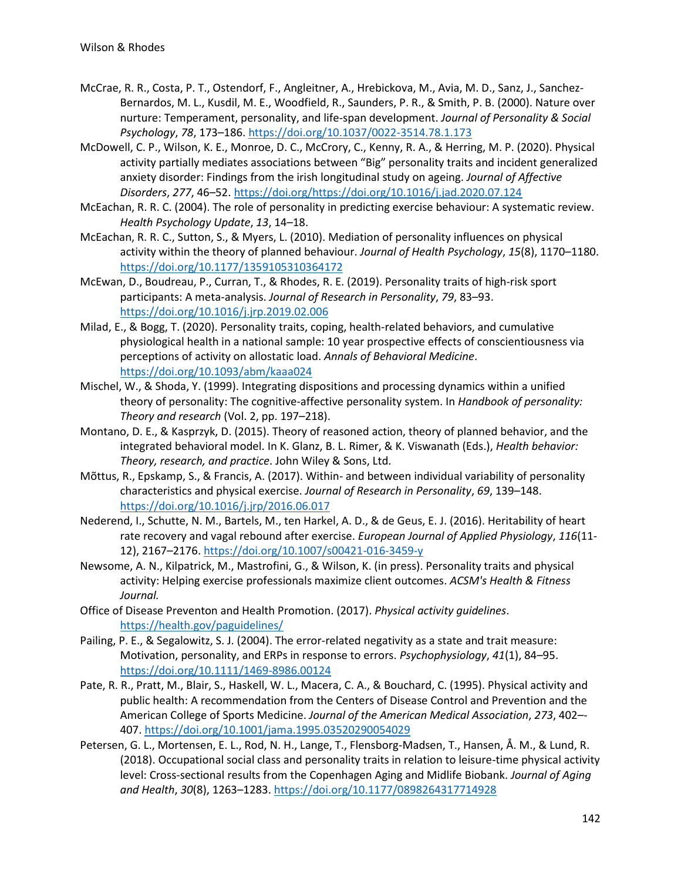McCrae, R. R., Costa, P. T., Ostendorf, F., Angleitner, A., Hrebickova, M., Avia, M. D., Sanz, J., Sanchez-Bernardos, M. L., Kusdil, M. E., Woodfield, R., Saunders, P. R., & Smith, P. B. (2000). Nature over nurture: Temperament, personality, and life-span development. *Journal of Personality & Social Psychology*, *78*, 173–186. https://doi.org/10.1037/0022-3514.78.1.173

McDowell, C. P., Wilson, K. E., Monroe, D. C., McCrory, C., Kenny, R. A., & Herring, M. P. (2020). Physical activity partially mediates associations between "Big" personality traits and incident generalized anxiety disorder: Findings from the irish longitudinal study on ageing. *Journal of Affective Disorders*, *277*, 46–52. https://doi.org/https://doi.org/10.1016/j.jad.2020.07.124

McEachan, R. R. C. (2004). The role of personality in predicting exercise behaviour: A systematic review. *Health Psychology Update*, *13*, 14–18.

McEachan, R. R. C., Sutton, S., & Myers, L. (2010). Mediation of personality influences on physical activity within the theory of planned behaviour. *Journal of Health Psychology*, *15*(8), 1170–1180. https://doi.org/10.1177/1359105310364172

McEwan, D., Boudreau, P., Curran, T., & Rhodes, R. E. (2019). Personality traits of high-risk sport participants: A meta-analysis. *Journal of Research in Personality*, *79*, 83–93. https://doi.org/10.1016/j.jrp.2019.02.006

Milad, E., & Bogg, T. (2020). Personality traits, coping, health-related behaviors, and cumulative physiological health in a national sample: 10 year prospective effects of conscientiousness via perceptions of activity on allostatic load. *Annals of Behavioral Medicine*. https://doi.org/10.1093/abm/kaaa024

Mischel, W., & Shoda, Y. (1999). Integrating dispositions and processing dynamics within a unified theory of personality: The cognitive-affective personality system. In *Handbook of personality: Theory and research* (Vol. 2, pp. 197–218).

Montano, D. E., & Kasprzyk, D. (2015). Theory of reasoned action, theory of planned behavior, and the integrated behavioral model. In K. Glanz, B. L. Rimer, & K. Viswanath (Eds.), *Health behavior: Theory, research, and practice*. John Wiley & Sons, Ltd.

Mõttus, R., Epskamp, S., & Francis, A. (2017). Within- and between individual variability of personality characteristics and physical exercise. *Journal of Research in Personality*, *69*, 139–148. https://doi.org/10.1016/j.jrp/2016.06.017

Nederend, I., Schutte, N. M., Bartels, M., ten Harkel, A. D., & de Geus, E. J. (2016). Heritability of heart rate recovery and vagal rebound after exercise. *European Journal of Applied Physiology*, *116*(11-12), 2167–2176. https://doi.org/10.1007/s00421-016-3459-y

Newsome, A. N., Kilpatrick, M., Mastrofini, G., & Wilson, K. (in press). Personality traits and physical activity: Helping exercise professionals maximize client outcomes. *ACSM's Health & Fitness Journal.*

Office of Disease Preventon and Health Promotion. (2017). *Physical activity guidelines*. https://health.gov/paguidelines/

Pailing, P. E., & Segalowitz, S. J. (2004). The error-related negativity as a state and trait measure: Motivation, personality, and ERPs in response to errors. *Psychophysiology*, *41*(1), 84–95. https://doi.org/10.1111/1469-8986.00124

Pate, R. R., Pratt, M., Blair, S., Haskell, W. L., Macera, C. A., & Bouchard, C. (1995). Physical activity and public health: A recommendation from the Centers of Disease Control and Prevention and the American College of Sports Medicine. *Journal of the American Medical Association*, *273*, 402–-407. https://doi.org/10.1001/jama.1995.03520290054029

Petersen, G. L., Mortensen, E. L., Rod, N. H., Lange, T., Flensborg-Madsen, T., Hansen, Å. M., & Lund, R. (2018). Occupational social class and personality traits in relation to leisure-time physical activity level: Cross-sectional results from the Copenhagen Aging and Midlife Biobank. *Journal of Aging and Health*, *30*(8), 1263–1283. https://doi.org/10.1177/0898264317714928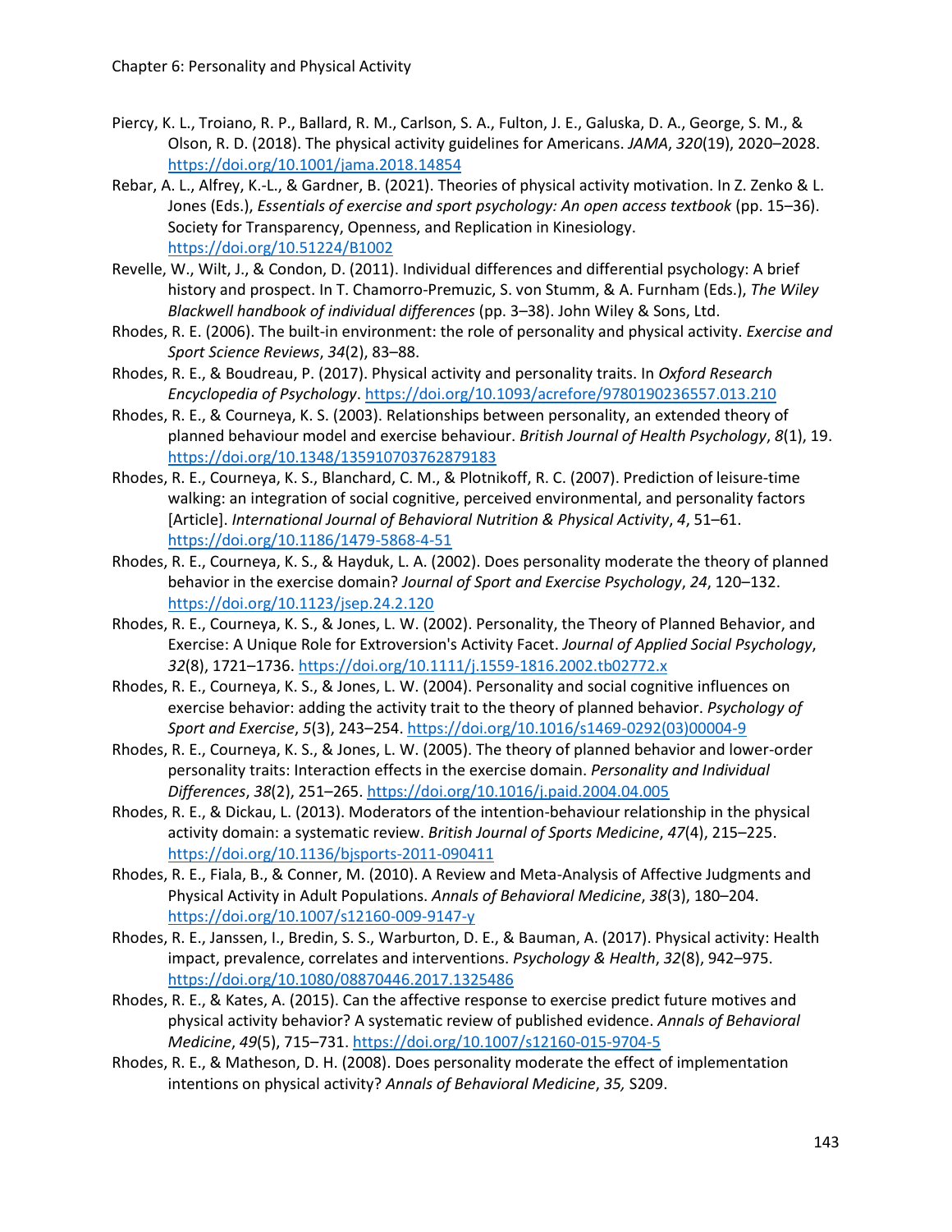Piercy, K. L., Troiano, R. P., Ballard, R. M., Carlson, S. A., Fulton, J. E., Galuska, D. A., George, S. M., & Olson, R. D. (2018). The physical activity guidelines for Americans. *JAMA*, *320*(19), 2020–2028. https://doi.org/10.1001/jama.2018.14854

Rebar, A. L., Alfrey, K.-L., & Gardner, B. (2021). Theories of physical activity motivation. In Z. Zenko & L. Jones (Eds.), *Essentials of exercise and sport psychology: An open access textbook* (pp. 15–36). Society for Transparency, Openness, and Replication in Kinesiology. https://doi.org/10.51224/B1002

Revelle, W., Wilt, J., & Condon, D. (2011). Individual differences and differential psychology: A brief history and prospect. In T. Chamorro-Premuzic, S. von Stumm, & A. Furnham (Eds.), *The Wiley Blackwell handbook of individual differences* (pp. 3–38). John Wiley & Sons, Ltd.

Rhodes, R. E. (2006). The built-in environment: the role of personality and physical activity. *Exercise and Sport Science Reviews*, *34*(2), 83–88.

Rhodes, R. E., & Boudreau, P. (2017). Physical activity and personality traits. In *Oxford Research Encyclopedia of Psychology*. https://doi.org/10.1093/acrefore/9780190236557.013.210

Rhodes, R. E., & Courneya, K. S. (2003). Relationships between personality, an extended theory of planned behaviour model and exercise behaviour. *British Journal of Health Psychology*, *8*(1), 19. https://doi.org/10.1348/135910703762879183

Rhodes, R. E., Courneya, K. S., Blanchard, C. M., & Plotnikoff, R. C. (2007). Prediction of leisure-time walking: an integration of social cognitive, perceived environmental, and personality factors [Article]. *International Journal of Behavioral Nutrition & Physical Activity*, *4*, 51–61. https://doi.org/10.1186/1479-5868-4-51

Rhodes, R. E., Courneya, K. S., & Hayduk, L. A. (2002). Does personality moderate the theory of planned behavior in the exercise domain? *Journal of Sport and Exercise Psychology*, *24*, 120–132. https://doi.org/10.1123/jsep.24.2.120

Rhodes, R. E., Courneya, K. S., & Jones, L. W. (2002). Personality, the Theory of Planned Behavior, and Exercise: A Unique Role for Extroversion's Activity Facet. *Journal of Applied Social Psychology*, *32*(8), 1721–1736. https://doi.org/10.1111/j.1559-1816.2002.tb02772.x

Rhodes, R. E., Courneya, K. S., & Jones, L. W. (2004). Personality and social cognitive influences on exercise behavior: adding the activity trait to the theory of planned behavior. *Psychology of Sport and Exercise*, *5*(3), 243–254. https://doi.org/10.1016/s1469-0292(03)00004-9

Rhodes, R. E., Courneya, K. S., & Jones, L. W. (2005). The theory of planned behavior and lower-order personality traits: Interaction effects in the exercise domain. *Personality and Individual Differences*, *38*(2), 251–265. https://doi.org/10.1016/j.paid.2004.04.005

Rhodes, R. E., & Dickau, L. (2013). Moderators of the intention-behaviour relationship in the physical activity domain: a systematic review. *British Journal of Sports Medicine*, *47*(4), 215–225. https://doi.org/10.1136/bjsports-2011-090411

Rhodes, R. E., Fiala, B., & Conner, M. (2010). A Review and Meta-Analysis of Affective Judgments and Physical Activity in Adult Populations. *Annals of Behavioral Medicine*, *38*(3), 180–204. https://doi.org/10.1007/s12160-009-9147-y

Rhodes, R. E., Janssen, I., Bredin, S. S., Warburton, D. E., & Bauman, A. (2017). Physical activity: Health impact, prevalence, correlates and interventions. *Psychology & Health*, *32*(8), 942–975. https://doi.org/10.1080/08870446.2017.1325486

Rhodes, R. E., & Kates, A. (2015). Can the affective response to exercise predict future motives and physical activity behavior? A systematic review of published evidence. *Annals of Behavioral Medicine*, *49*(5), 715–731. https://doi.org/10.1007/s12160-015-9704-5

Rhodes, R. E., & Matheson, D. H. (2008). Does personality moderate the effect of implementation intentions on physical activity? *Annals of Behavioral Medicine*, *35,* S209.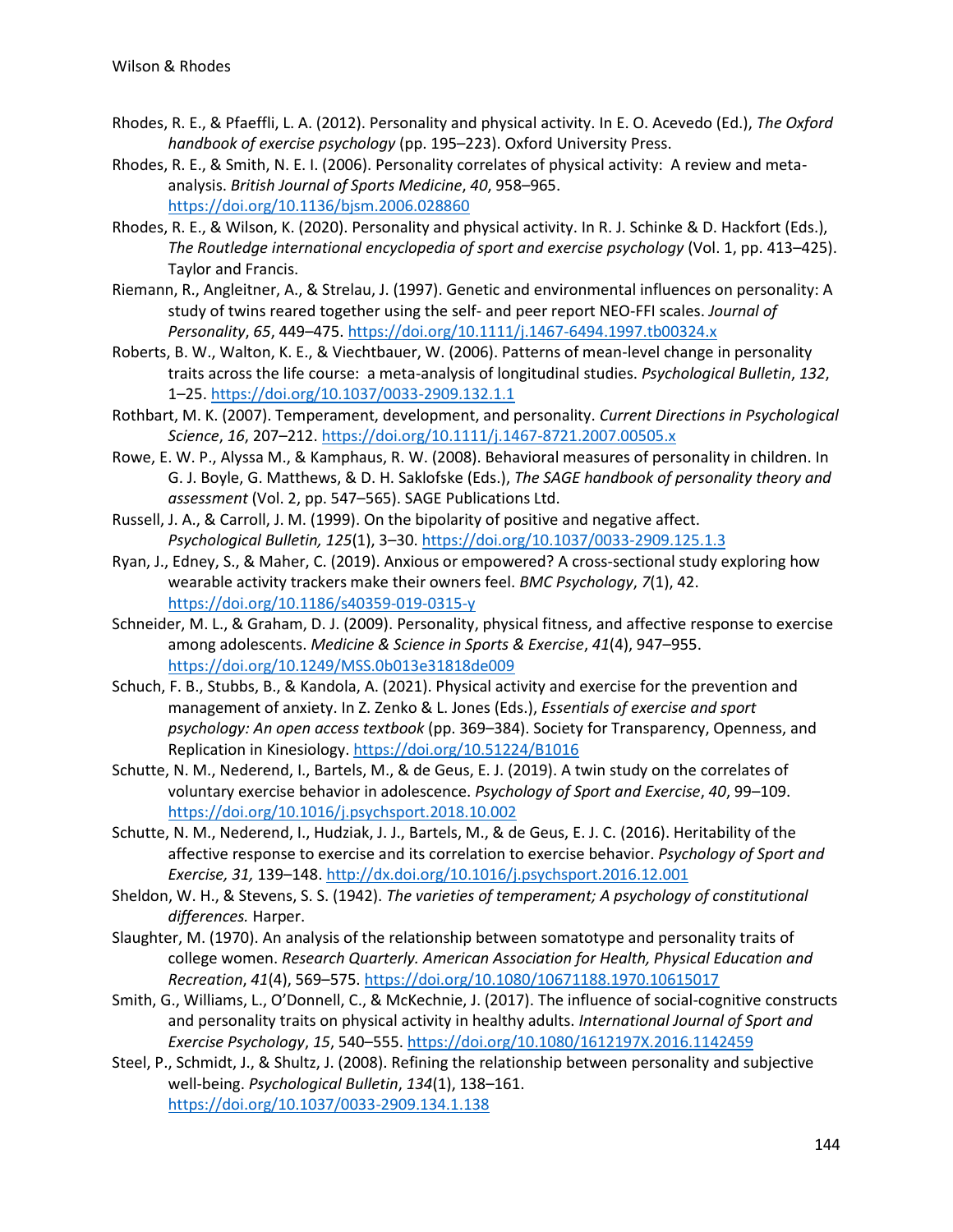Rhodes, R. E., & Pfaeffli, L. A. (2012). Personality and physical activity. In E. O. Acevedo (Ed.), *The Oxford handbook of exercise psychology* (pp. 195–223). Oxford University Press.

Rhodes, R. E., & Smith, N. E. I. (2006). Personality correlates of physical activity: A review and meta-analysis. *British Journal of Sports Medicine*, *40*, 958–965. https://doi.org/10.1136/bjsm.2006.028860

Rhodes, R. E., & Wilson, K. (2020). Personality and physical activity. In R. J. Schinke & D. Hackfort (Eds.), *The Routledge international encyclopedia of sport and exercise psychology* (Vol. 1, pp. 413–425). Taylor and Francis.

Riemann, R., Angleitner, A., & Strelau, J. (1997). Genetic and environmental influences on personality: A study of twins reared together using the self- and peer report NEO-FFI scales. *Journal of Personality*, *65*, 449–475. https://doi.org/10.1111/j.1467-6494.1997.tb00324.x

Roberts, B. W., Walton, K. E., & Viechtbauer, W. (2006). Patterns of mean-level change in personality traits across the life course: a meta-analysis of longitudinal studies. *Psychological Bulletin*, *132*, 1–25. https://doi.org/10.1037/0033-2909.132.1.1

Rothbart, M. K. (2007). Temperament, development, and personality. *Current Directions in Psychological Science*, *16*, 207–212. https://doi.org/10.1111/j.1467-8721.2007.00505.x

Rowe, E. W. P., Alyssa M., & Kamphaus, R. W. (2008). Behavioral measures of personality in children. In G. J. Boyle, G. Matthews, & D. H. Saklofske (Eds.), *The SAGE handbook of personality theory and assessment* (Vol. 2, pp. 547–565). SAGE Publications Ltd.

Russell, J. A., & Carroll, J. M. (1999). On the bipolarity of positive and negative affect. *Psychological Bulletin, 125*(1), 3–30. https://doi.org/10.1037/0033-2909.125.1.3

Ryan, J., Edney, S., & Maher, C. (2019). Anxious or empowered? A cross-sectional study exploring how wearable activity trackers make their owners feel. *BMC Psychology*, *7*(1), 42. https://doi.org/10.1186/s40359-019-0315-y

Schneider, M. L., & Graham, D. J. (2009). Personality, physical fitness, and affective response to exercise among adolescents. *Medicine & Science in Sports & Exercise*, *41*(4), 947–955. https://doi.org/10.1249/MSS.0b013e31818de009

Schuch, F. B., Stubbs, B., & Kandola, A. (2021). Physical activity and exercise for the prevention and management of anxiety. In Z. Zenko & L. Jones (Eds.), *Essentials of exercise and sport psychology: An open access textbook* (pp. 369–384). Society for Transparency, Openness, and Replication in Kinesiology. https://doi.org/10.51224/B1016

Schutte, N. M., Nederend, I., Bartels, M., & de Geus, E. J. (2019). A twin study on the correlates of voluntary exercise behavior in adolescence. *Psychology of Sport and Exercise*, *40*, 99–109. https://doi.org/10.1016/j.psychsport.2018.10.002

Schutte, N. M., Nederend, I., Hudziak, J. J., Bartels, M., & de Geus, E. J. C. (2016). Heritability of the affective response to exercise and its correlation to exercise behavior. *Psychology of Sport and Exercise, 31,* 139–148. http://dx.doi.org/10.1016/j.psychsport.2016.12.001

Sheldon, W. H., & Stevens, S. S. (1942). *The varieties of temperament; A psychology of constitutional differences.* Harper.

Slaughter, M. (1970). An analysis of the relationship between somatotype and personality traits of college women. *Research Quarterly. American Association for Health, Physical Education and Recreation*, *41*(4), 569–575. https://doi.org/10.1080/10671188.1970.10615017

Smith, G., Williams, L., O'Donnell, C., & McKechnie, J. (2017). The influence of social-cognitive constructs and personality traits on physical activity in healthy adults. *International Journal of Sport and Exercise Psychology*, *15*, 540–555. https://doi.org/10.1080/1612197X.2016.1142459

Steel, P., Schmidt, J., & Shultz, J. (2008). Refining the relationship between personality and subjective well-being. *Psychological Bulletin*, *134*(1), 138–161. https://doi.org/10.1037/0033-2909.134.1.138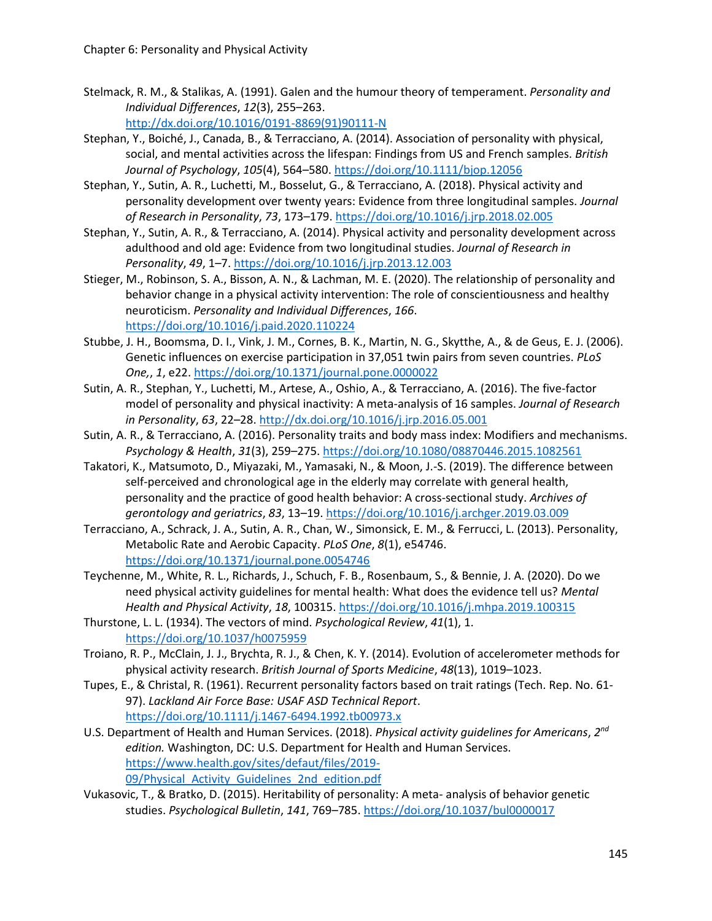Stelmack, R. M., & Stalikas, A. (1991). Galen and the humour theory of temperament. *Personality and Individual Differences*, *12*(3), 255–263. http://dx.doi.org/10.1016/0191-8869(91)90111-N

Stephan, Y., Boiché, J., Canada, B., & Terracciano, A. (2014). Association of personality with physical, social, and mental activities across the lifespan: Findings from US and French samples. *British Journal of Psychology*, *105*(4), 564–580. https://doi.org/10.1111/bjop.12056

Stephan, Y., Sutin, A. R., Luchetti, M., Bosselut, G., & Terracciano, A. (2018). Physical activity and personality development over twenty years: Evidence from three longitudinal samples. *Journal of Research in Personality*, *73*, 173–179. https://doi.org/10.1016/j.jrp.2018.02.005

Stephan, Y., Sutin, A. R., & Terracciano, A. (2014). Physical activity and personality development across adulthood and old age: Evidence from two longitudinal studies. *Journal of Research in Personality*, *49*, 1–7. https://doi.org/10.1016/j.jrp.2013.12.003

Stieger, M., Robinson, S. A., Bisson, A. N., & Lachman, M. E. (2020). The relationship of personality and behavior change in a physical activity intervention: The role of conscientiousness and healthy neuroticism. *Personality and Individual Differences*, *166*. https://doi.org/10.1016/j.paid.2020.110224

Stubbe, J. H., Boomsma, D. I., Vink, J. M., Cornes, B. K., Martin, N. G., Skytthe, A., & de Geus, E. J. (2006). Genetic influences on exercise participation in 37,051 twin pairs from seven countries. *PLoS One,*, *1*, e22. https://doi.org/10.1371/journal.pone.0000022

Sutin, A. R., Stephan, Y., Luchetti, M., Artese, A., Oshio, A., & Terracciano, A. (2016). The five-factor model of personality and physical inactivity: A meta-analysis of 16 samples. *Journal of Research in Personality*, *63*, 22–28. http://dx.doi.org/10.1016/j.jrp.2016.05.001

Sutin, A. R., & Terracciano, A. (2016). Personality traits and body mass index: Modifiers and mechanisms. *Psychology & Health*, *31*(3), 259–275. https://doi.org/10.1080/08870446.2015.1082561

Takatori, K., Matsumoto, D., Miyazaki, M., Yamasaki, N., & Moon, J.-S. (2019). The difference between self-perceived and chronological age in the elderly may correlate with general health, personality and the practice of good health behavior: A cross-sectional study. *Archives of gerontology and geriatrics*, *83*, 13–19. https://doi.org/10.1016/j.archger.2019.03.009

Terracciano, A., Schrack, J. A., Sutin, A. R., Chan, W., Simonsick, E. M., & Ferrucci, L. (2013). Personality, Metabolic Rate and Aerobic Capacity. *PLoS One*, *8*(1), e54746. https://doi.org/10.1371/journal.pone.0054746

Teychenne, M., White, R. L., Richards, J., Schuch, F. B., Rosenbaum, S., & Bennie, J. A. (2020). Do we need physical activity guidelines for mental health: What does the evidence tell us? *Mental Health and Physical Activity*, *18*, 100315. https://doi.org/10.1016/j.mhpa.2019.100315

Thurstone, L. L. (1934). The vectors of mind. *Psychological Review*, *41*(1), 1. https://doi.org/10.1037/h0075959

Troiano, R. P., McClain, J. J., Brychta, R. J., & Chen, K. Y. (2014). Evolution of accelerometer methods for physical activity research. *British Journal of Sports Medicine*, *48*(13), 1019–1023.

Tupes, E., & Christal, R. (1961). Recurrent personality factors based on trait ratings (Tech. Rep. No. 61-97). *Lackland Air Force Base: USAF ASD Technical Report*. https://doi.org/10.1111/j.1467-6494.1992.tb00973.x

U.S. Department of Health and Human Services. (2018). *Physical activity guidelines for Americans*, *2nd edition.* Washington, DC: U.S. Department for Health and Human Services. https://www.health.gov/sites/defaut/files/2019-09/Physical_Activity_Guidelines_2nd_edition.pdf

Vukasovic, T., & Bratko, D. (2015). Heritability of personality: A meta- analysis of behavior genetic studies. *Psychological Bulletin*, *141*, 769–785. https://doi.org/10.1037/bul0000017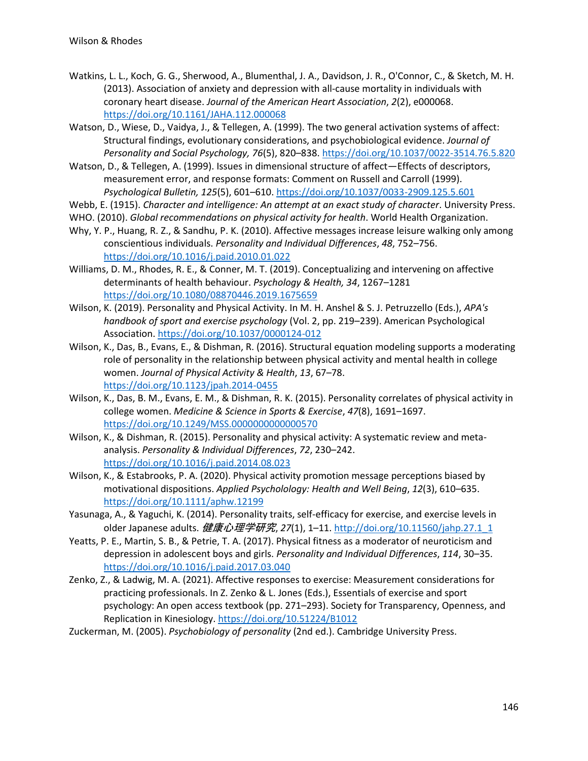Watkins, L. L., Koch, G. G., Sherwood, A., Blumenthal, J. A., Davidson, J. R., O'Connor, C., & Sketch, M. H. (2013). Association of anxiety and depression with all-cause mortality in individuals with coronary heart disease. *Journal of the American Heart Association*, *2*(2), e000068. https://doi.org/10.1161/JAHA.112.000068

Watson, D., Wiese, D., Vaidya, J., & Tellegen, A. (1999). The two general activation systems of affect: Structural findings, evolutionary considerations, and psychobiological evidence. *Journal of Personality and Social Psychology, 76*(5), 820–838. https://doi.org/10.1037/0022-3514.76.5.820

Watson, D., & Tellegen, A. (1999). Issues in dimensional structure of affect—Effects of descriptors, measurement error, and response formats: Comment on Russell and Carroll (1999). *Psychological Bulletin, 125*(5), 601–610. https://doi.org/10.1037/0033-2909.125.5.601

Webb, E. (1915). *Character and intelligence: An attempt at an exact study of character*. University Press.

WHO. (2010). *Global recommendations on physical activity for health*. World Health Organization.

Why, Y. P., Huang, R. Z., & Sandhu, P. K. (2010). Affective messages increase leisure walking only among conscientious individuals. *Personality and Individual Differences*, *48*, 752–756. https://doi.org/10.1016/j.paid.2010.01.022

Williams, D. M., Rhodes, R. E., & Conner, M. T. (2019). Conceptualizing and intervening on affective determinants of health behaviour. *Psychology & Health, 34*, 1267–1281 https://doi.org/10.1080/08870446.2019.1675659

Wilson, K. (2019). Personality and Physical Activity. In M. H. Anshel & S. J. Petruzzello (Eds.), *APA's handbook of sport and exercise psychology* (Vol. 2, pp. 219–239). American Psychological Association. https://doi.org/10.1037/0000124-012

Wilson, K., Das, B., Evans, E., & Dishman, R. (2016). Structural equation modeling supports a moderating role of personality in the relationship between physical activity and mental health in college women. *Journal of Physical Activity & Health*, *13*, 67–78. https://doi.org/10.1123/jpah.2014-0455

Wilson, K., Das, B. M., Evans, E. M., & Dishman, R. K. (2015). Personality correlates of physical activity in college women. *Medicine & Science in Sports & Exercise*, *47*(8), 1691–1697. https://doi.org/10.1249/MSS.0000000000000570

Wilson, K., & Dishman, R. (2015). Personality and physical activity: A systematic review and meta-analysis. *Personality & Individual Differences*, *72*, 230–242. https://doi.org/10.1016/j.paid.2014.08.023

Wilson, K., & Estabrooks, P. A. (2020). Physical activity promotion message perceptions biased by motivational dispositions. *Applied Psycholology: Health and Well Being*, *12*(3), 610–635. https://doi.org/10.1111/aphw.12199

Yasunaga, A., & Yaguchi, K. (2014). Personality traits, self-efficacy for exercise, and exercise levels in older Japanese adults. *健康心理学研究*, *27*(1), 1–11. http://doi.org/10.11560/jahp.27.1_1

Yeatts, P. E., Martin, S. B., & Petrie, T. A. (2017). Physical fitness as a moderator of neuroticism and depression in adolescent boys and girls. *Personality and Individual Differences*, *114*, 30–35. https://doi.org/10.1016/j.paid.2017.03.040

Zenko, Z., & Ladwig, M. A. (2021). Affective responses to exercise: Measurement considerations for practicing professionals. In Z. Zenko & L. Jones (Eds.), Essentials of exercise and sport psychology: An open access textbook (pp. 271–293). Society for Transparency, Openness, and Replication in Kinesiology. https://doi.org/10.51224/B1012

Zuckerman, M. (2005). *Psychobiology of personality* (2nd ed.). Cambridge University Press.